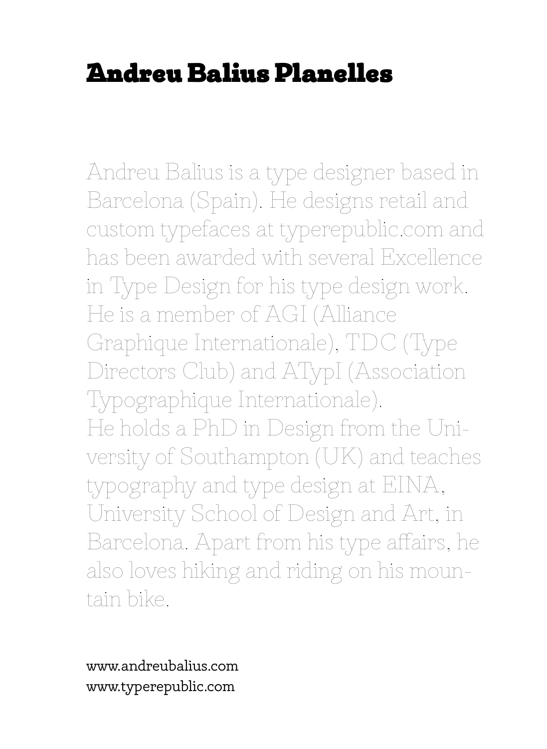# Andreu Balius Planelles

Andreu Balius is a type designer based in Barcelona (Spain). He designs retail and custom typefaces at typerepublic.com and has been awarded with several Excellence in Type Design for his type design work. He is a member of AGI (Alliance Graphique Internationale), TDC (Type Directors Club) and ATypI (Association Typographique Internationale).
He holds a PhD in Design from the University of Southampton (UK) and teaches typography and type design at EINA, University School of Design and Art, in Barcelona. Apart from his type affairs, he also loves hiking and riding on his mountain bike.

www.andreubalius.com
www.typerepublic.com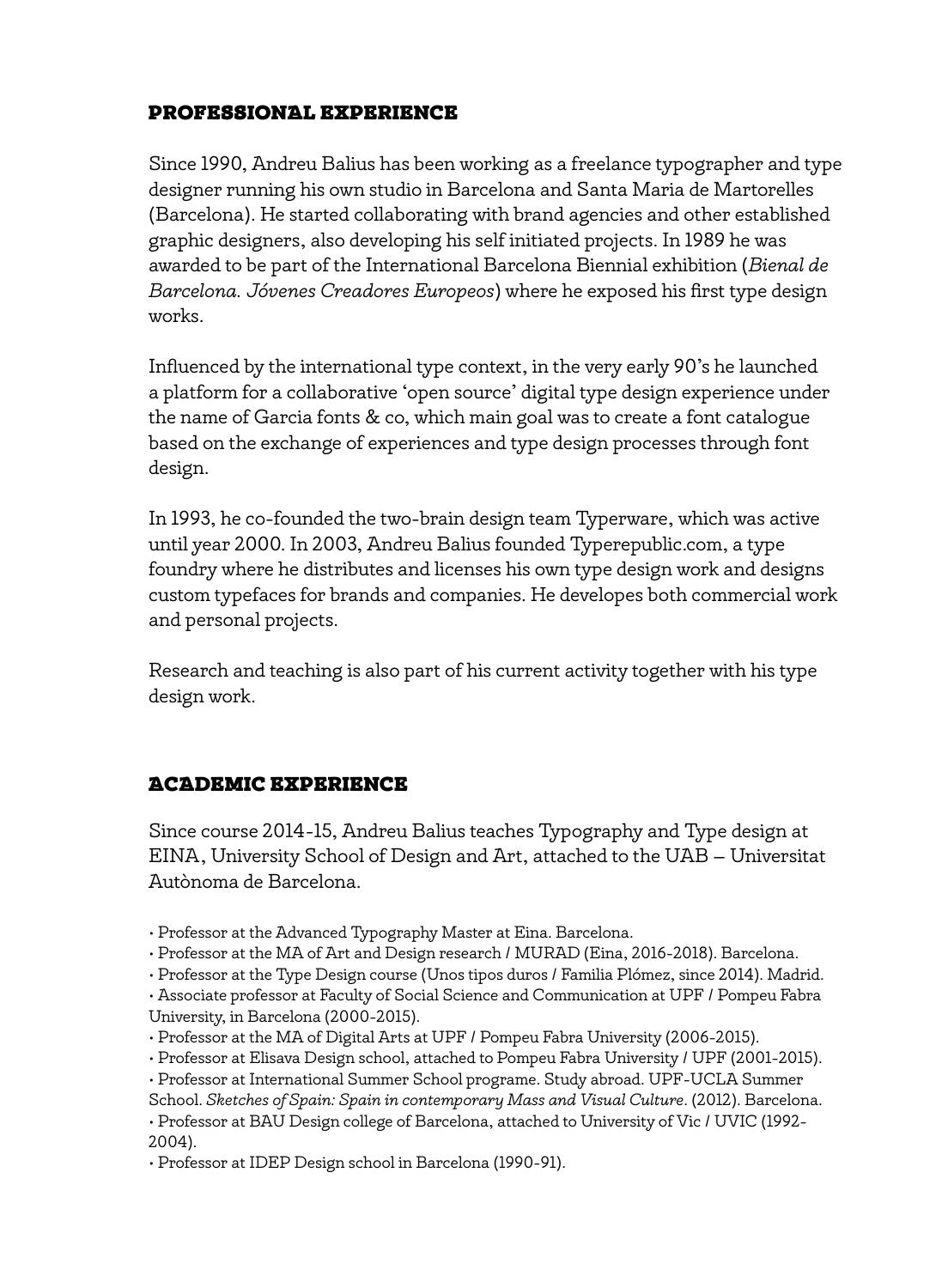## PROFESSIONAL EXPERIENCE

Since 1990, Andreu Balius has been working as a freelance typographer and type designer running his own studio in Barcelona and Santa Maria de Martorelles (Barcelona). He started collaborating with brand agencies and other established graphic designers, also developing his self initiated projects. In 1989 he was awarded to be part of the International Barcelona Biennial exhibition (*Bienal de Barcelona. Jóvenes Creadores Europeos*) where he exposed his first type design works.

Influenced by the international type context, in the very early 90's he launched a platform for a collaborative 'open source' digital type design experience under the name of Garcia fonts & co, which main goal was to create a font catalogue based on the exchange of experiences and type design processes through font design.

In 1993, he co-founded the two-brain design team Typerware, which was active until year 2000. In 2003, Andreu Balius founded Typerepublic.com, a type foundry where he distributes and licenses his own type design work and designs custom typefaces for brands and companies. He developes both commercial work and personal projects.

Research and teaching is also part of his current activity together with his type design work.

## ACADEMIC EXPERIENCE

Since course 2014-15, Andreu Balius teaches Typography and Type design at EINA, University School of Design and Art, attached to the UAB – Universitat Autònoma de Barcelona.

- Professor at the Advanced Typography Master at Eina. Barcelona.
- Professor at the MA of Art and Design research / MURAD (Eina, 2016-2018). Barcelona.
- Professor at the Type Design course (Unos tipos duros / Familia Plómez, since 2014). Madrid.
- Associate professor at Faculty of Social Science and Communication at UPF / Pompeu Fabra University, in Barcelona (2000-2015).
- Professor at the MA of Digital Arts at UPF / Pompeu Fabra University (2006-2015).
- Professor at Elisava Design school, attached to Pompeu Fabra University / UPF (2001-2015).
- Professor at International Summer School programe. Study abroad. UPF-UCLA Summer School. *Sketches of Spain: Spain in contemporary Mass and Visual Culture*. (2012). Barcelona.
- Professor at BAU Design college of Barcelona, attached to University of Vic / UVIC (1992-2004).
- Professor at IDEP Design school in Barcelona (1990-91).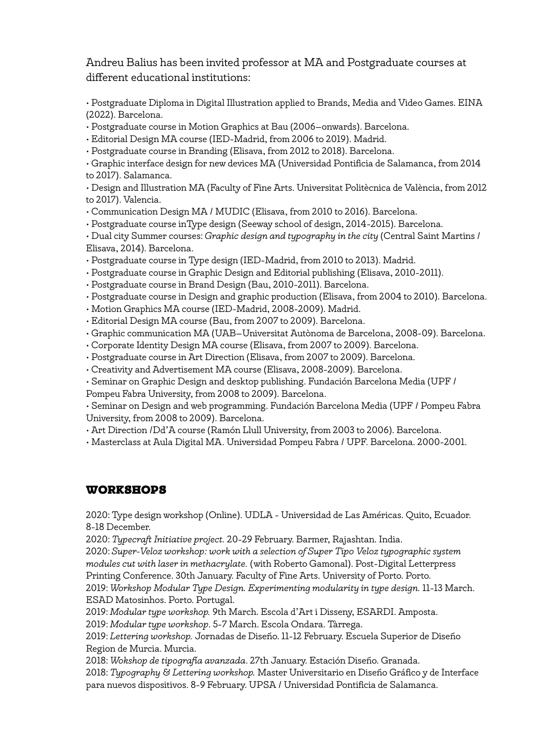Andreu Balius has been invited professor at MA and Postgraduate courses at different educational institutions:

• Postgraduate Diploma in Digital Illustration applied to Brands, Media and Video Games. EINA (2022). Barcelona.
• Postgraduate course in Motion Graphics at Bau (2006–onwards). Barcelona.
• Editorial Design MA course (IED-Madrid, from 2006 to 2019). Madrid.
• Postgraduate course in Branding (Elisava, from 2012 to 2018). Barcelona.
• Graphic interface design for new devices MA (Universidad Pontificia de Salamanca, from 2014 to 2017). Salamanca.
• Design and Illustration MA (Faculty of Fine Arts. Universitat Politècnica de València, from 2012 to 2017). Valencia.
• Communication Design MA / MUDIC (Elisava, from 2010 to 2016). Barcelona.
• Postgraduate course inType design (Seeway school of design, 2014-2015). Barcelona.
• Dual city Summer courses: *Graphic design and typography in the city* (Central Saint Martins / Elisava, 2014). Barcelona.
• Postgraduate course in Type design (IED-Madrid, from 2010 to 2013). Madrid.
• Postgraduate course in Graphic Design and Editorial publishing (Elisava, 2010-2011).
• Postgraduate course in Brand Design (Bau, 2010-2011). Barcelona.
• Postgraduate course in Design and graphic production (Elisava, from 2004 to 2010). Barcelona.
• Motion Graphics MA course (IED-Madrid, 2008-2009). Madrid.
• Editorial Design MA course (Bau, from 2007 to 2009). Barcelona.
• Graphic communication MA (UAB–Universitat Autònoma de Barcelona, 2008-09). Barcelona.
• Corporate Identity Design MA course (Elisava, from 2007 to 2009). Barcelona.
• Postgraduate course in Art Direction (Elisava, from 2007 to 2009). Barcelona.
• Creativity and Advertisement MA course (Elisava, 2008-2009). Barcelona.
• Seminar on Graphic Design and desktop publishing. Fundación Barcelona Media (UPF / Pompeu Fabra University, from 2008 to 2009). Barcelona.
• Seminar on Design and web programming. Fundación Barcelona Media (UPF / Pompeu Fabra University, from 2008 to 2009). Barcelona.
• Art Direction /Dd'A course (Ramón Llull University, from 2003 to 2006). Barcelona.
• Masterclass at Aula Digital MA. Universidad Pompeu Fabra / UPF. Barcelona. 2000-2001.

## WORKSHOPS

2020: Type design workshop (Online). UDLA - Universidad de Las Américas. Quito, Ecuador. 8-18 December.
2020: *Typecraft Initiative project.* 20-29 February. Barmer, Rajashtan. India.
2020: *Super-Veloz workshop: work with a selection of Super Tipo Veloz typographic system modules cut with laser in methacrylate.* (with Roberto Gamonal). Post-Digital Letterpress Printing Conference. 30th January. Faculty of Fine Arts. University of Porto. Porto.
2019: *Workshop Modular Type Design. Experimenting modularity in type design.* 11-13 March. ESAD Matosinhos. Porto. Portugal.
2019: *Modular type workshop.* 9th March. Escola d'Art i Disseny, ESARDI. Amposta.
2019: *Modular type workshop*. 5-7 March. Escola Ondara. Tàrrega.
2019: *Lettering workshop.* Jornadas de Diseño. 11-12 February. Escuela Superior de Diseño Region de Murcia. Murcia.
2018: *Wokshop de tipografía avanzada*. 27th January. Estación Diseño. Granada.
2018: *Typography & Lettering workshop.* Master Universitario en Diseño Gráfico y de Interface para nuevos dispositivos. 8-9 February. UPSA / Universidad Pontificia de Salamanca.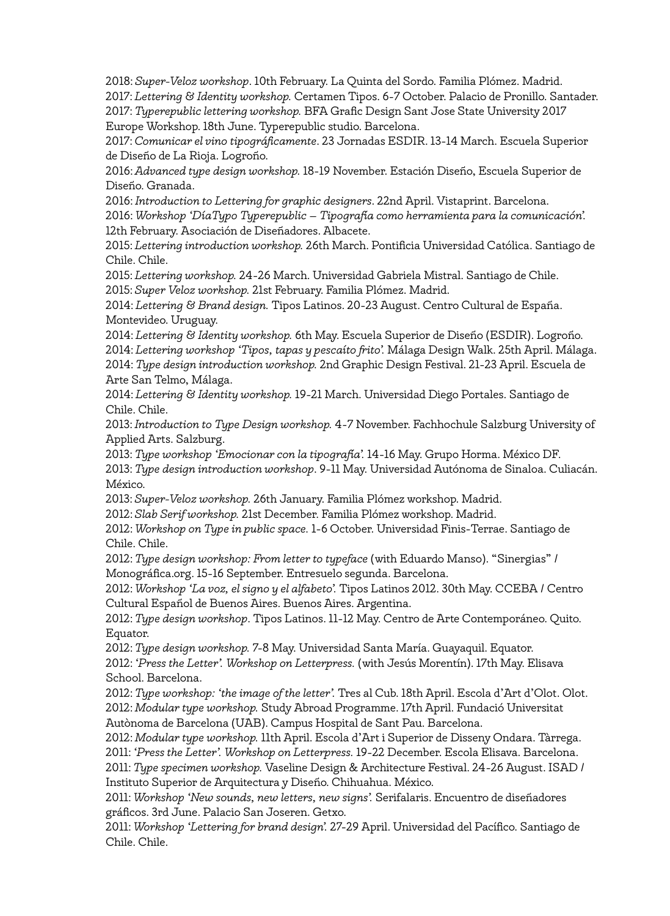2018: *Super-Veloz workshop*. 10th February. La Quinta del Sordo. Familia Plómez. Madrid.
2017: *Lettering & Identity workshop.* Certamen Tipos. 6-7 October. Palacio de Pronillo. Santader.
2017: *Typerepublic lettering workshop.* BFA Grafic Design Sant Jose State University 2017 Europe Workshop. 18th June. Typerepublic studio. Barcelona.
2017: *Comunicar el vino tipográficamente*. 23 Jornadas ESDIR. 13-14 March. Escuela Superior de Diseño de La Rioja. Logroño.
2016: *Advanced type design workshop.* 18-19 November. Estación Diseño, Escuela Superior de Diseño. Granada.
2016: *Introduction to Lettering for graphic designers*. 22nd April. Vistaprint. Barcelona.
2016: *Workshop 'DíaTypo Typerepublic – Tipografía como herramienta para la comunicación'.* 12th February. Asociación de Diseñadores. Albacete.
2015: *Lettering introduction workshop.* 26th March. Pontificia Universidad Católica. Santiago de Chile. Chile.
2015: *Lettering workshop.* 24-26 March. Universidad Gabriela Mistral. Santiago de Chile.
2015: *Super Veloz workshop.* 21st February. Familia Plómez. Madrid.
2014: *Lettering & Brand design.* Tipos Latinos. 20-23 August. Centro Cultural de España. Montevideo. Uruguay.
2014: *Lettering & Identity workshop.* 6th May. Escuela Superior de Diseño (ESDIR). Logroño.
2014: *Lettering workshop 'Tipos, tapas y pescaíto frito'.* Málaga Design Walk. 25th April. Málaga.
2014: *Type design introduction workshop.* 2nd Graphic Design Festival. 21-23 April. Escuela de Arte San Telmo, Málaga.
2014: *Lettering & Identity workshop.* 19-21 March. Universidad Diego Portales. Santiago de Chile. Chile.
2013: *Introduction to Type Design workshop.* 4-7 November. Fachhochule Salzburg University of Applied Arts. Salzburg.
2013: *Type workshop 'Emocionar con la tipografía'.* 14-16 May. Grupo Horma. México DF.
2013: *Type design introduction workshop*. 9-11 May. Universidad Autónoma de Sinaloa. Culiacán. México.
2013: *Super-Veloz workshop.* 26th January. Familia Plómez workshop. Madrid.
2012: *Slab Serif workshop.* 21st December. Familia Plómez workshop. Madrid.
2012: *Workshop on Type in public space.* 1-6 October. Universidad Finis-Terrae. Santiago de Chile. Chile.
2012: *Type design workshop: From letter to typeface* (with Eduardo Manso). "Sinergias" / Monográfica.org. 15-16 September. Entresuelo segunda. Barcelona.
2012: *Workshop 'La voz, el signo y el alfabeto'.* Tipos Latinos 2012. 30th May. CCEBA / Centro Cultural Español de Buenos Aires. Buenos Aires. Argentina.
2012: *Type design workshop*. Tipos Latinos. 11-12 May. Centro de Arte Contemporáneo. Quito. Equator.
2012: *Type design workshop.* 7-8 May. Universidad Santa María. Guayaquil. Equator.
2012: *'Press the Letter'. Workshop on Letterpress.* (with Jesús Morentín). 17th May. Elisava School. Barcelona.
2012: *Type workshop: 'the image of the letter'.* Tres al Cub. 18th April. Escola d'Art d'Olot. Olot.
2012: *Modular type workshop.* Study Abroad Programme. 17th April. Fundació Universitat Autònoma de Barcelona (UAB). Campus Hospital de Sant Pau. Barcelona.
2012: *Modular type workshop.* 11th April. Escola d'Art i Superior de Disseny Ondara. Tàrrega.
2011: *'Press the Letter'. Workshop on Letterpress.* 19-22 December. Escola Elisava. Barcelona.
2011: *Type specimen workshop.* Vaseline Design & Architecture Festival. 24-26 August. ISAD / Instituto Superior de Arquitectura y Diseño. Chihuahua. México.
2011: *Workshop 'New sounds, new letters, new signs'.* Serifalaris. Encuentro de diseñadores gráficos. 3rd June. Palacio San Joseren. Getxo.
2011: *Workshop 'Lettering for brand design'.* 27-29 April. Universidad del Pacífico. Santiago de Chile. Chile.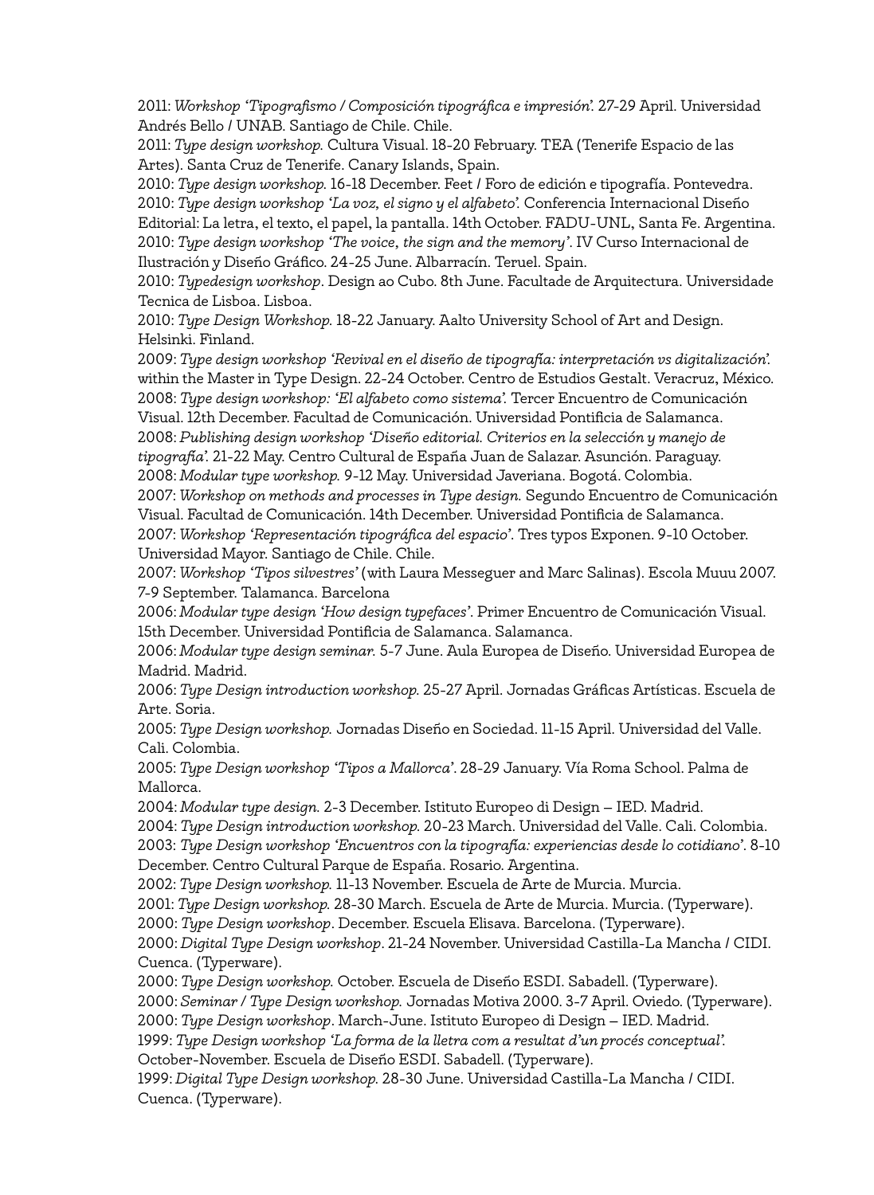2011: *Workshop 'Tipografismo / Composición tipográfica e impresión'.* 27-29 April. Universidad Andrés Bello / UNAB. Santiago de Chile. Chile.

2011: *Type design workshop.* Cultura Visual. 18-20 February. TEA (Tenerife Espacio de las Artes). Santa Cruz de Tenerife. Canary Islands, Spain.

2010: *Type design workshop.* 16-18 December. Feet / Foro de edición e tipografía. Pontevedra.

2010: *Type design workshop 'La voz, el signo y el alfabeto'.* Conferencia Internacional Diseño Editorial: La letra, el texto, el papel, la pantalla. 14th October. FADU-UNL, Santa Fe. Argentina.

2010: *Type design workshop 'The voice, the sign and the memory'.* IV Curso Internacional de Ilustración y Diseño Gráfico. 24-25 June. Albarracín. Teruel. Spain.

2010: *Typedesign workshop*. Design ao Cubo. 8th June. Facultade de Arquitectura. Universidade Tecnica de Lisboa. Lisboa.

2010: *Type Design Workshop.* 18-22 January. Aalto University School of Art and Design. Helsinki. Finland.

2009: *Type design workshop 'Revival en el diseño de tipografía: interpretación vs digitalización'.* within the Master in Type Design. 22-24 October. Centro de Estudios Gestalt. Veracruz, México.

2008: *Type design workshop: 'El alfabeto como sistema'.* Tercer Encuentro de Comunicación Visual. 12th December. Facultad de Comunicación. Universidad Pontificia de Salamanca.

2008: *Publishing design workshop 'Diseño editorial. Criterios en la selección y manejo de tipografía'.* 21-22 May. Centro Cultural de España Juan de Salazar. Asunción. Paraguay.

2008: *Modular type workshop.* 9-12 May. Universidad Javeriana. Bogotá. Colombia.

2007: *Workshop on methods and processes in Type design.* Segundo Encuentro de Comunicación Visual. Facultad de Comunicación. 14th December. Universidad Pontificia de Salamanca.

2007: *Workshop 'Representación tipográfica del espacio'.* Tres typos Exponen. 9-10 October. Universidad Mayor. Santiago de Chile. Chile.

2007: *Workshop 'Tipos silvestres'* (with Laura Messeguer and Marc Salinas). Escola Muuu 2007. 7-9 September. Talamanca. Barcelona

2006: *Modular type design 'How design typefaces'*. Primer Encuentro de Comunicación Visual. 15th December. Universidad Pontificia de Salamanca. Salamanca.

2006: *Modular type design seminar.* 5-7 June. Aula Europea de Diseño. Universidad Europea de Madrid. Madrid.

2006: *Type Design introduction workshop.* 25-27 April. Jornadas Gráficas Artísticas. Escuela de Arte. Soria.

2005: *Type Design workshop.* Jornadas Diseño en Sociedad. 11-15 April. Universidad del Valle. Cali. Colombia.

2005: *Type Design workshop 'Tipos a Mallorca'*. 28-29 January. Vía Roma School. Palma de Mallorca.

2004: *Modular type design.* 2-3 December. Istituto Europeo di Design – IED. Madrid.

2004: *Type Design introduction workshop.* 20-23 March. Universidad del Valle. Cali. Colombia.

2003: *Type Design workshop 'Encuentros con la tipografía: experiencias desde lo cotidiano'*. 8-10 December. Centro Cultural Parque de España. Rosario. Argentina.

2002: *Type Design workshop.* 11-13 November. Escuela de Arte de Murcia. Murcia.

2001: *Type Design workshop.* 28-30 March. Escuela de Arte de Murcia. Murcia. (Typerware).

2000: *Type Design workshop*. December. Escuela Elisava. Barcelona. (Typerware).

2000: *Digital Type Design workshop*. 21-24 November. Universidad Castilla-La Mancha / CIDI. Cuenca. (Typerware).

2000: *Type Design workshop.* October. Escuela de Diseño ESDI. Sabadell. (Typerware).

2000: *Seminar / Type Design workshop.* Jornadas Motiva 2000. 3-7 April. Oviedo. (Typerware).

2000: *Type Design workshop*. March-June. Istituto Europeo di Design – IED. Madrid.

1999: *Type Design workshop 'La forma de la lletra com a resultat d'un procés conceptual'.* October-November. Escuela de Diseño ESDI. Sabadell. (Typerware).

1999: *Digital Type Design workshop.* 28-30 June. Universidad Castilla-La Mancha / CIDI. Cuenca. (Typerware).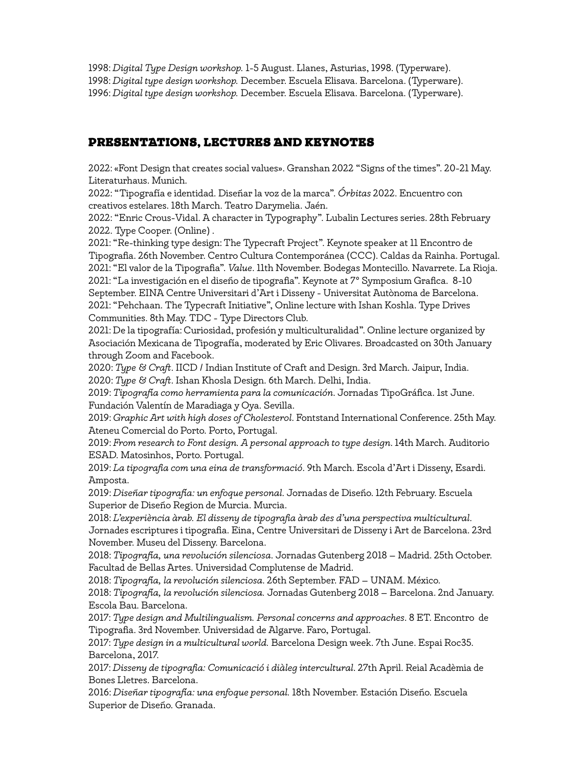1998: *Digital Type Design workshop.* 1-5 August. Llanes, Asturias, 1998. (Typerware).
1998: *Digital type design workshop.* December. Escuela Elisava. Barcelona. (Typerware).
1996: *Digital type design workshop.* December. Escuela Elisava. Barcelona. (Typerware).

## PRESENTATIONS, LECTURES AND KEYNOTES

2022: «Font Design that creates social values». Granshan 2022 "Signs of the times". 20-21 May. Literaturhaus. Munich.
2022: "Tipografía e identidad. Diseñar la voz de la marca". *Órbitas* 2022. Encuentro con creativos estelares. 18th March. Teatro Darymelia. Jaén.
2022: "Enric Crous-Vidal. A character in Typography". Lubalin Lectures series. 28th February 2022. Type Cooper. (Online) .
2021: "Re-thinking type design: The Typecraft Project". Keynote speaker at 11 Encontro de Tipografia. 26th November. Centro Cultura Contemporánea (CCC). Caldas da Rainha. Portugal.
2021: "El valor de la Tipografia". *Value*. 11th November. Bodegas Montecillo. Navarrete. La Rioja.
2021: "La investigación en el diseño de tipografia". Keynote at 7º Symposium Grafica. 8-10 September. EINA Centre Universitari d'Art i Disseny - Universitat Autònoma de Barcelona.
2021: "Pehchaan. The Typecraft Initiative", Online lecture with Ishan Koshla. Type Drives Communities. 8th May. TDC - Type Directors Club.
2021: De la tipografía: Curiosidad, profesión y multiculturalidad". Online lecture organized by Asociación Mexicana de Tipografía, moderated by Eric Olivares. Broadcasted on 30th January through Zoom and Facebook.
2020: *Type & Craft*. IICD / Indian Institute of Craft and Design. 3rd March. Jaipur, India.
2020: *Type & Craft*. Ishan Khosla Design. 6th March. Delhi, India.
2019: *Tipografía como herramienta para la comunicación*. Jornadas TipoGráfica. 1st June. Fundación Valentín de Maradiaga y Oya. Sevilla.
2019: *Graphic Art with high doses of Cholesterol*. Fontstand International Conference. 25th May. Ateneu Comercial do Porto. Porto, Portugal.
2019: *From research to Font design. A personal approach to type design*. 14th March. Auditorio ESAD. Matosinhos, Porto. Portugal.
2019: *La tipografia com una eina de transformació*. 9th March. Escola d'Art i Disseny, Esardi. Amposta.
2019: *Diseñar tipografía: un enfoque personal*. Jornadas de Diseño. 12th February. Escuela Superior de Diseño Region de Murcia. Murcia.
2018: *L'experiència àrab. El disseny de tipografia àrab des d'una perspectiva multicultural*. Jornades escriptures i tipografia. Eina, Centre Universitari de Disseny i Art de Barcelona. 23rd November. Museu del Disseny. Barcelona.
2018: *Tipografía, una revolución silenciosa*. Jornadas Gutenberg 2018 – Madrid. 25th October. Facultad de Bellas Artes. Universidad Complutense de Madrid.
2018: *Tipografía, la revolución silenciosa*. 26th September. FAD – UNAM. México.
2018: *Tipografía, la revolución silenciosa.* Jornadas Gutenberg 2018 – Barcelona. 2nd January. Escola Bau. Barcelona.
2017: *Type design and Multilingualism. Personal concerns and approaches*. 8 ET. Encontro de Tipografia. 3rd November. Universidad de Algarve. Faro, Portugal.
2017: *Type design in a multicultural world.* Barcelona Design week. 7th June. Espai Roc35. Barcelona, 2017.
2017: *Disseny de tipografia: Comunicació i diàleg intercultural*. 27th April. Reial Acadèmia de Bones Lletres. Barcelona.
2016: *Diseñar tipografía: una enfoque personal.* 18th November. Estación Diseño. Escuela Superior de Diseño. Granada.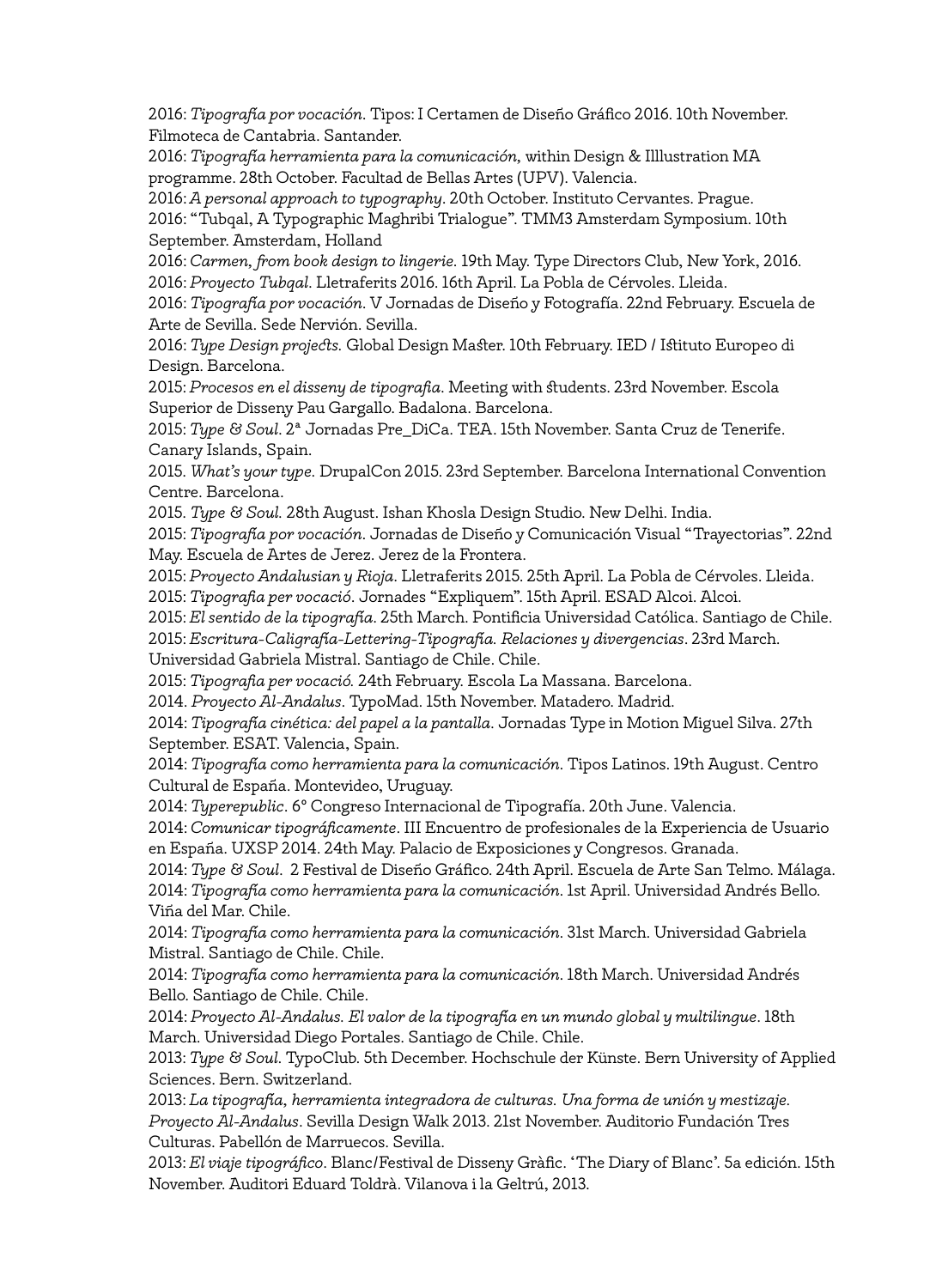2016: *Tipografía por vocación.* Tipos: I Certamen de Diseño Gráfico 2016. 10th November. Filmoteca de Cantabria. Santander.

2016: *Tipografía herramienta para la comunicación,* within Design & Illlustration MA programme. 28th October. Facultad de Bellas Artes (UPV). Valencia.

2016: *A personal approach to typography*. 20th October. Instituto Cervantes. Prague.

2016: "Tubqal, A Typographic Maghribi Trialogue". TMM3 Amsterdam Symposium. 10th September. Amsterdam, Holland

2016: *Carmen, from book design to lingerie.* 19th May. Type Directors Club, New York, 2016.

2016: *Proyecto Tubqal*. Lletraferits 2016. 16th April. La Pobla de Cérvoles. Lleida.

2016: *Tipografía por vocación.* V Jornadas de Diseño y Fotografía. 22nd February. Escuela de Arte de Sevilla. Sede Nervión. Sevilla.

2016: *Type Design projects.* Global Design Master. 10th February. IED / Istituto Europeo di Design. Barcelona.

2015: *Procesos en el disseny de tipografia.* Meeting with students. 23rd November. Escola Superior de Disseny Pau Gargallo. Badalona. Barcelona.

2015: *Type & Soul*. 2ª Jornadas Pre_DiCa. TEA. 15th November. Santa Cruz de Tenerife. Canary Islands, Spain.

2015. *What's your type.* DrupalCon 2015. 23rd September. Barcelona International Convention Centre. Barcelona.

2015. *Type & Soul.* 28th August. Ishan Khosla Design Studio. New Delhi. India.

2015: *Tipografía por vocación*. Jornadas de Diseño y Comunicación Visual "Trayectorias". 22nd May. Escuela de Artes de Jerez. Jerez de la Frontera.

2015: *Proyecto Andalusian y Rioja.* Lletraferits 2015. 25th April. La Pobla de Cérvoles. Lleida.

2015: *Tipografia per vocació*. Jornades "Expliquem". 15th April. ESAD Alcoi. Alcoi.

2015: *El sentido de la tipografía*. 25th March. Pontificia Universidad Católica. Santiago de Chile.

2015: *Escritura-Caligrafía-Lettering-Tipografía. Relaciones y divergencias*. 23rd March. Universidad Gabriela Mistral. Santiago de Chile. Chile.

2015: *Tipografia per vocació.* 24th February. Escola La Massana. Barcelona.

2014. *Proyecto Al-Andalus*. TypoMad. 15th November. Matadero. Madrid.

2014: *Tipografía cinética: del papel a la pantalla.* Jornadas Type in Motion Miguel Silva. 27th September. ESAT. Valencia, Spain.

2014: *Tipografía como herramienta para la comunicación*. Tipos Latinos. 19th August. Centro Cultural de España. Montevideo, Uruguay.

2014: *Typerepublic*. 6º Congreso Internacional de Tipografía. 20th June. Valencia.

2014: *Comunicar tipográficamente*. III Encuentro de profesionales de la Experiencia de Usuario en España. UXSP 2014. 24th May. Palacio de Exposiciones y Congresos. Granada.

2014: *Type & Soul*. 2 Festival de Diseño Gráfico. 24th April. Escuela de Arte San Telmo. Málaga.

2014: *Tipografía como herramienta para la comunicación*. 1st April. Universidad Andrés Bello. Viña del Mar. Chile.

2014: *Tipografía como herramienta para la comunicación*. 31st March. Universidad Gabriela Mistral. Santiago de Chile. Chile.

2014: *Tipografía como herramienta para la comunicación*. 18th March. Universidad Andrés Bello. Santiago de Chile. Chile.

2014: *Proyecto Al-Andalus. El valor de la tipografía en un mundo global y multilingue*. 18th March. Universidad Diego Portales. Santiago de Chile. Chile.

2013: *Type & Soul.* TypoClub. 5th December. Hochschule der Künste. Bern University of Applied Sciences. Bern. Switzerland.

2013: *La tipografía, herramienta integradora de culturas. Una forma de unión y mestizaje. Proyecto Al-Andalus*. Sevilla Design Walk 2013. 21st November. Auditorio Fundación Tres Culturas. Pabellón de Marruecos. Sevilla.

2013: *El viaje tipográfico*. Blanc/Festival de Disseny Gràfic. 'The Diary of Blanc'. 5a edición. 15th November. Auditori Eduard Toldrà. Vilanova i la Geltrú, 2013.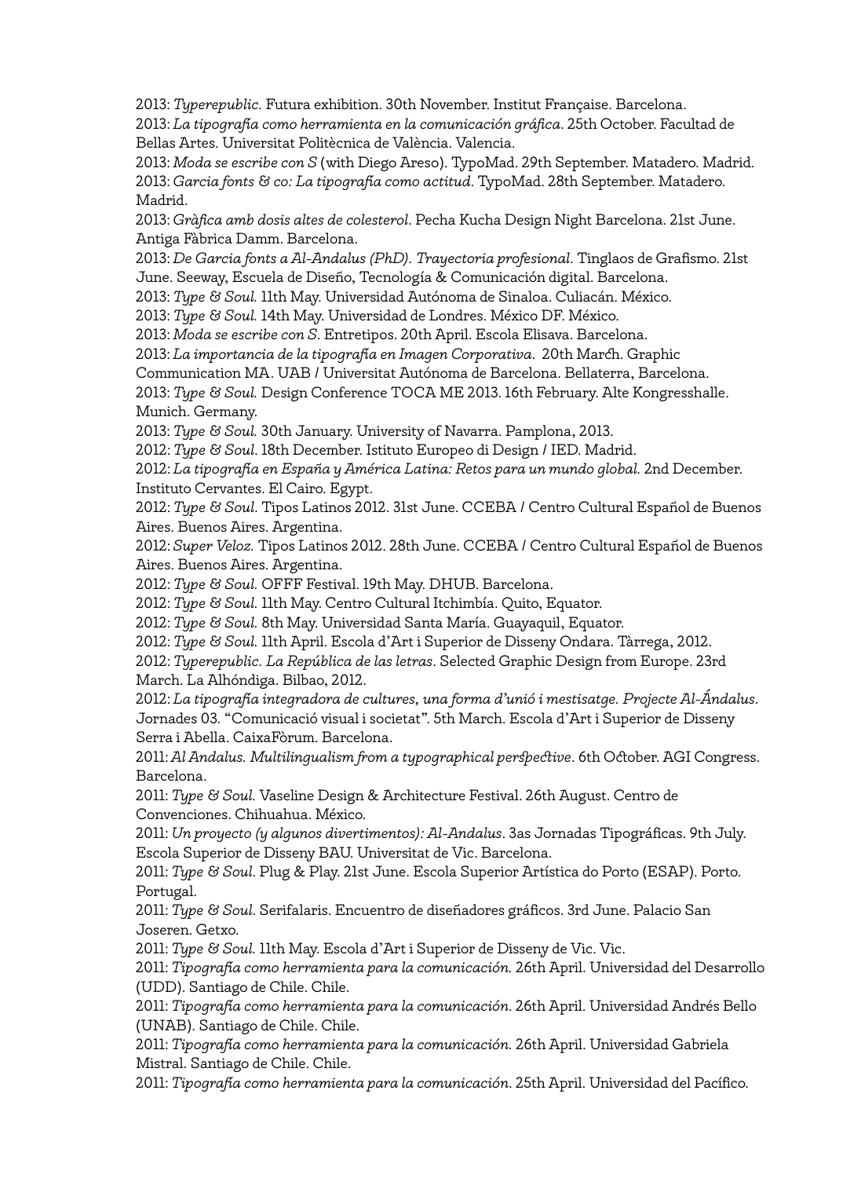2013: *Typerepublic*. Futura exhibition. 30th November. Institut Française. Barcelona.
2013: *La tipografía como herramienta en la comunicación gráfica*. 25th October. Facultad de Bellas Artes. Universitat Politècnica de València. Valencia.
2013: *Moda se escribe con S* (with Diego Areso). TypoMad. 29th September. Matadero. Madrid.
2013: *Garcia fonts & co: La tipografía como actitud*. TypoMad. 28th September. Matadero. Madrid.
2013: *Gràfica amb dosis altes de colesterol*. Pecha Kucha Design Night Barcelona. 21st June. Antiga Fàbrica Damm. Barcelona.
2013: *De Garcia fonts a Al-Andalus (PhD). Trayectoria profesional*. Tinglaos de Grafismo. 21st June. Seeway, Escuela de Diseño, Tecnología & Comunicación digital. Barcelona.
2013: *Type & Soul*. 11th May. Universidad Autónoma de Sinaloa. Culiacán. México.
2013: *Type & Soul*. 14th May. Universidad de Londres. México DF. México.
2013: *Moda se escribe con S*. Entretipos. 20th April. Escola Elisava. Barcelona.
2013: *La importancia de la tipografía en Imagen Corporativa*. 20th March. Graphic Communication MA. UAB / Universitat Autónoma de Barcelona. Bellaterra, Barcelona.
2013: *Type & Soul*. Design Conference TOCA ME 2013. 16th February. Alte Kongresshalle. Munich. Germany.
2013: *Type & Soul*. 30th January. University of Navarra. Pamplona, 2013.
2012: *Type & Soul*. 18th December. Istituto Europeo di Design / IED. Madrid.
2012: *La tipografía en España y América Latina: Retos para un mundo global*. 2nd December. Instituto Cervantes. El Cairo. Egypt.
2012: *Type & Soul*. Tipos Latinos 2012. 31st June. CCEBA / Centro Cultural Español de Buenos Aires. Buenos Aires. Argentina.
2012: *Super Veloz*. Tipos Latinos 2012. 28th June. CCEBA / Centro Cultural Español de Buenos Aires. Buenos Aires. Argentina.
2012: *Type & Soul*. OFFF Festival. 19th May. DHUB. Barcelona.
2012: *Type & Soul*. 11th May. Centro Cultural Itchimbía. Quito, Equator.
2012: *Type & Soul*. 8th May. Universidad Santa María. Guayaquil, Equator.
2012: *Type & Soul*. 11th April. Escola d'Art i Superior de Disseny Ondara. Tàrrega, 2012.
2012: *Typerepublic. La República de las letras*. Selected Graphic Design from Europe. 23rd March. La Alhóndiga. Bilbao, 2012.
2012: *La tipografía integradora de cultures, una forma d'unió i mestisatge. Projecte Al-Ándalus*. Jornades 03. "Comunicació visual i societat". 5th March. Escola d'Art i Superior de Disseny Serra i Abella. CaixaFòrum. Barcelona.
2011: *Al Andalus. Multilingualism from a typographical perspective*. 6th October. AGI Congress. Barcelona.
2011: *Type & Soul*. Vaseline Design & Architecture Festival. 26th August. Centro de Convenciones. Chihuahua. México.
2011: *Un proyecto (y algunos divertimentos): Al-Andalus*. 3as Jornadas Tipográficas. 9th July. Escola Superior de Disseny BAU. Universitat de Vic. Barcelona.
2011: *Type & Soul*. Plug & Play. 21st June. Escola Superior Artística do Porto (ESAP). Porto. Portugal.
2011: *Type & Soul*. Serifalaris. Encuentro de diseñadores gráficos. 3rd June. Palacio San Joseren. Getxo.
2011: *Type & Soul*. 11th May. Escola d'Art i Superior de Disseny de Vic. Vic.
2011: *Tipografía como herramienta para la comunicación*. 26th April. Universidad del Desarrollo (UDD). Santiago de Chile. Chile.
2011: *Tipografía como herramienta para la comunicación*. 26th April. Universidad Andrés Bello (UNAB). Santiago de Chile. Chile.
2011: *Tipografía como herramienta para la comunicación*. 26th April. Universidad Gabriela Mistral. Santiago de Chile. Chile.
2011: *Tipografía como herramienta para la comunicación*. 25th April. Universidad del Pacífico.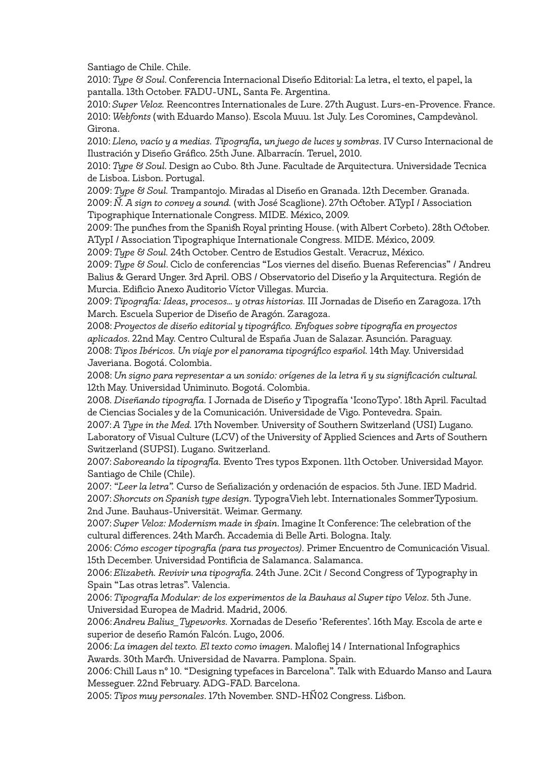Santiago de Chile. Chile.

2010: *Type & Soul*. Conferencia Internacional Diseño Editorial: La letra, el texto, el papel, la pantalla. 13th October. FADU-UNL, Santa Fe. Argentina.

2010: *Super Veloz.* Reencontres Internationales de Lure. 27th August. Lurs-en-Provence. France.

2010: *Webfonts* (with Eduardo Manso). Escola Muuu. 1st July. Les Coromines, Campdevànol. Girona.

2010: *Lleno, vacío y a medias. Tipografía, un juego de luces y sombras*. IV Curso Internacional de Ilustración y Diseño Gráfico. 25th June. Albarracín. Teruel, 2010.

2010: *Type & Soul*. Design ao Cubo. 8th June. Facultade de Arquitectura. Universidade Tecnica de Lisboa. Lisbon. Portugal.

2009: *Type & Soul.* Trampantojo. Miradas al Diseño en Granada. 12th December. Granada.

2009: *Ñ. A sign to convey a sound.* (with José Scaglione). 27th October. ATypI / Association Tipographique Internationale Congress. MIDE. México, 2009.

2009: The punches from the Spanish Royal printing House. (with Albert Corbeto). 28th October. ATypI / Association Tipographique Internationale Congress. MIDE. México, 2009.

2009: *Type & Soul*. 24th October. Centro de Estudios Gestalt. Veracruz, México.

2009: *Type & Soul*. Ciclo de conferencias "Los viernes del diseño. Buenas Referencias" / Andreu Balius & Gerard Unger. 3rd April. OBS / Observatorio del Diseño y la Arquitectura. Región de Murcia. Edificio Anexo Auditorio Víctor Villegas. Murcia.

2009: *Tipografía: Ideas, procesos… y otras historias.* III Jornadas de Diseño en Zaragoza. 17th March. Escuela Superior de Diseño de Aragón. Zaragoza.

2008: *Proyectos de diseño editorial y tipográfico. Enfoques sobre tipografía en proyectos aplicados.* 22nd May. Centro Cultural de España Juan de Salazar. Asunción. Paraguay.

2008: *Tipos Ibéricos. Un viaje por el panorama tipográfico español.* 14th May. Universidad Javeriana. Bogotá. Colombia.

2008: *Un signo para representar a un sonido: orígenes de la letra ñ y su significación cultural.* 12th May. Universidad Uniminuto. Bogotá. Colombia.

2008. *Diseñando tipografía.* I Jornada de Diseño y Tipografía 'IconoTypo'. 18th April. Facultad de Ciencias Sociales y de la Comunicación. Universidade de Vigo. Pontevedra. Spain.

2007: *A Type in the Med.* 17th November. University of Southern Switzerland (USI) Lugano. Laboratory of Visual Culture (LCV) of the University of Applied Sciences and Arts of Southern Switzerland (SUPSI). Lugano. Switzerland.

2007: *Saboreando la tipografía.* Evento Tres typos Exponen. 11th October. Universidad Mayor. Santiago de Chile (Chile).

2007: *"Leer la letra"*. Curso de Señalización y ordenación de espacios. 5th June. IED Madrid.

2007: *Shorcuts on Spanish type design.* TypograVieh lebt. Internationales SommerTyposium. 2nd June. Bauhaus-Universität. Weimar. Germany.

2007: *Super Veloz: Modernism made in Spain*. Imagine It Conference: The celebration of the cultural differences. 24th March. Accademia di Belle Arti. Bologna. Italy.

2006: *Cómo escoger tipografía (para tus proyectos).* Primer Encuentro de Comunicación Visual. 15th December. Universidad Pontificia de Salamanca. Salamanca.

2006: *Elizabeth. Revivir una tipografía.* 24th June. 2Cit / Second Congress of Typography in Spain "Las otras letras". Valencia.

2006: *Tipografía Modular: de los experimentos de la Bauhaus al Super tipo Veloz.* 5th June. Universidad Europea de Madrid. Madrid, 2006.

2006: *Andreu Balius_Typeworks.* Xornadas de Deseño 'Referentes'. 16th May. Escola de arte e superior de deseño Ramón Falcón. Lugo, 2006.

2006: *La imagen del texto. El texto como imagen.* Malofiej 14 / International Infographics Awards. 30th March. Universidad de Navarra. Pamplona. Spain.

2006: Chill Laus nº 10. "Designing typefaces in Barcelona". Talk with Eduardo Manso and Laura Messeguer. 22nd February. ADG-FAD. Barcelona.

2005: *Tipos muy personales*. 17th November. SND-HÑ02 Congress. Lisbon.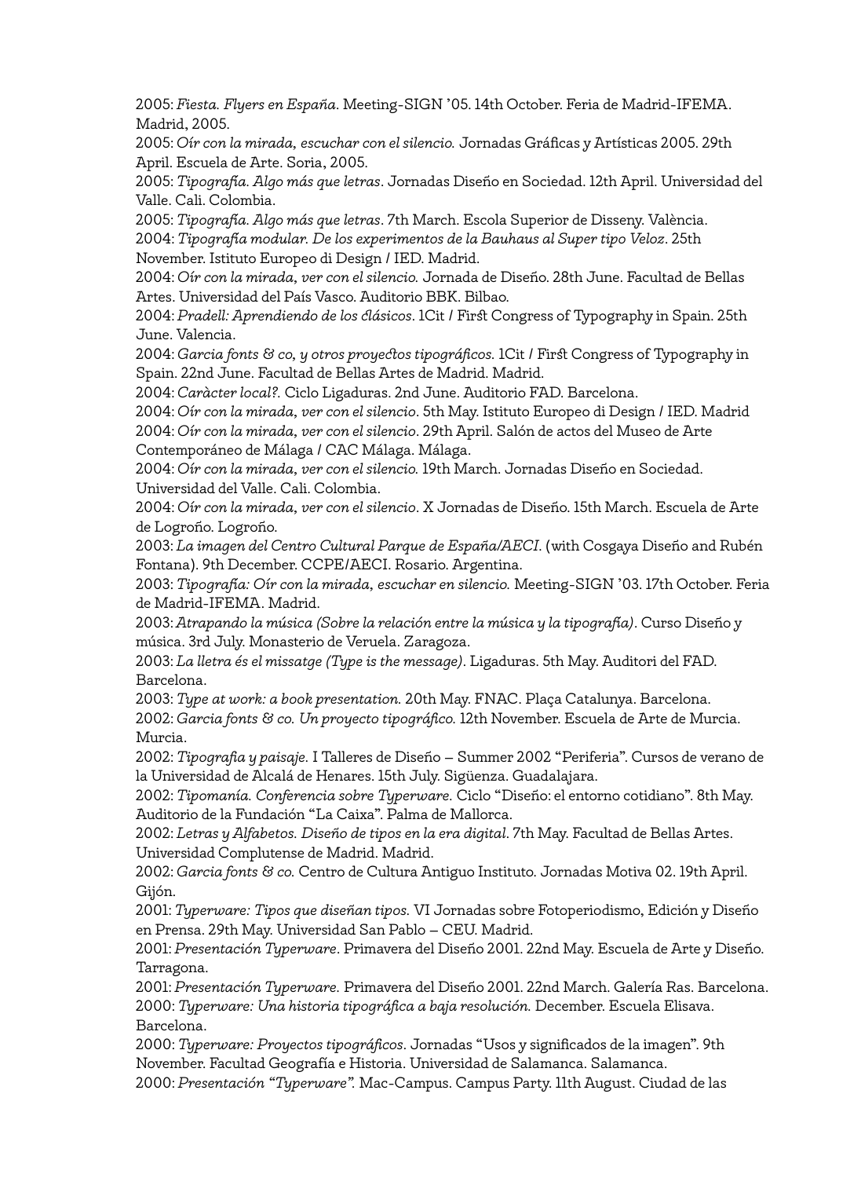2005: *Fiesta. Flyers en España*. Meeting-SIGN '05. 14th October. Feria de Madrid-IFEMA. Madrid, 2005.

2005: *Oír con la mirada, escuchar con el silencio.* Jornadas Gráficas y Artísticas 2005. 29th April. Escuela de Arte. Soria, 2005.

2005: *Tipografía. Algo más que letras*. Jornadas Diseño en Sociedad. 12th April. Universidad del Valle. Cali. Colombia.

2005: *Tipografía. Algo más que letras*. 7th March. Escola Superior de Disseny. València.

2004: *Tipografía modular. De los experimentos de la Bauhaus al Super tipo Veloz*. 25th November. Istituto Europeo di Design / IED. Madrid.

2004: *Oír con la mirada, ver con el silencio.* Jornada de Diseño. 28th June. Facultad de Bellas Artes. Universidad del País Vasco. Auditorio BBK. Bilbao.

2004: *Pradell: Aprendiendo de los clásicos*. 1Cit / First Congress of Typography in Spain. 25th June. Valencia.

2004: *Garcia fonts & co, y otros proyectos tipográficos.* 1Cit / First Congress of Typography in Spain. 22nd June. Facultad de Bellas Artes de Madrid. Madrid.

2004: *Caràcter local?.* Ciclo Ligaduras. 2nd June. Auditorio FAD. Barcelona.

2004: *Oír con la mirada, ver con el silencio*. 5th May. Istituto Europeo di Design / IED. Madrid

2004: *Oír con la mirada, ver con el silencio*. 29th April. Salón de actos del Museo de Arte Contemporáneo de Málaga / CAC Málaga. Málaga.

2004: *Oír con la mirada, ver con el silencio.* 19th March. Jornadas Diseño en Sociedad. Universidad del Valle. Cali. Colombia.

2004: *Oír con la mirada, ver con el silencio*. X Jornadas de Diseño. 15th March. Escuela de Arte de Logroño. Logroño.

2003: *La imagen del Centro Cultural Parque de España/AECI*. (with Cosgaya Diseño and Rubén Fontana). 9th December. CCPE/AECI. Rosario. Argentina.

2003: *Tipografía: Oír con la mirada, escuchar en silencio.* Meeting-SIGN '03. 17th October. Feria de Madrid-IFEMA. Madrid.

2003: *Atrapando la música (Sobre la relación entre la música y la tipografía)*. Curso Diseño y música. 3rd July. Monasterio de Veruela. Zaragoza.

2003: *La lletra és el missatge (Type is the message)*. Ligaduras. 5th May. Auditori del FAD. Barcelona.

2003: *Type at work: a book presentation.* 20th May. FNAC. Plaça Catalunya. Barcelona.

2002: *Garcia fonts & co. Un proyecto tipográfico.* 12th November. Escuela de Arte de Murcia. Murcia.

2002: *Tipografia y paisaje.* I Talleres de Diseño – Summer 2002 "Periferia". Cursos de verano de la Universidad de Alcalá de Henares. 15th July. Sigüenza. Guadalajara.

2002: *Tipomanía. Conferencia sobre Typerware.* Ciclo "Diseño: el entorno cotidiano". 8th May. Auditorio de la Fundación "La Caixa". Palma de Mallorca.

2002: *Letras y Alfabetos. Diseño de tipos en la era digital*. 7th May. Facultad de Bellas Artes. Universidad Complutense de Madrid. Madrid.

2002: *Garcia fonts & co.* Centro de Cultura Antiguo Instituto. Jornadas Motiva 02. 19th April. Gijón.

2001: *Typerware: Tipos que diseñan tipos.* VI Jornadas sobre Fotoperiodismo, Edición y Diseño en Prensa. 29th May. Universidad San Pablo – CEU. Madrid.

2001: *Presentación Typerware*. Primavera del Diseño 2001. 22nd May. Escuela de Arte y Diseño. Tarragona.

2001: *Presentación Typerware*. Primavera del Diseño 2001. 22nd March. Galería Ras. Barcelona.

2000: *Typerware: Una historia tipográfica a baja resolución.* December. Escuela Elisava. Barcelona.

2000: *Typerware: Proyectos tipográficos*. Jornadas "Usos y significados de la imagen". 9th November. Facultad Geografía e Historia. Universidad de Salamanca. Salamanca.

2000: *Presentación "Typerware".* Mac-Campus. Campus Party. 11th August. Ciudad de las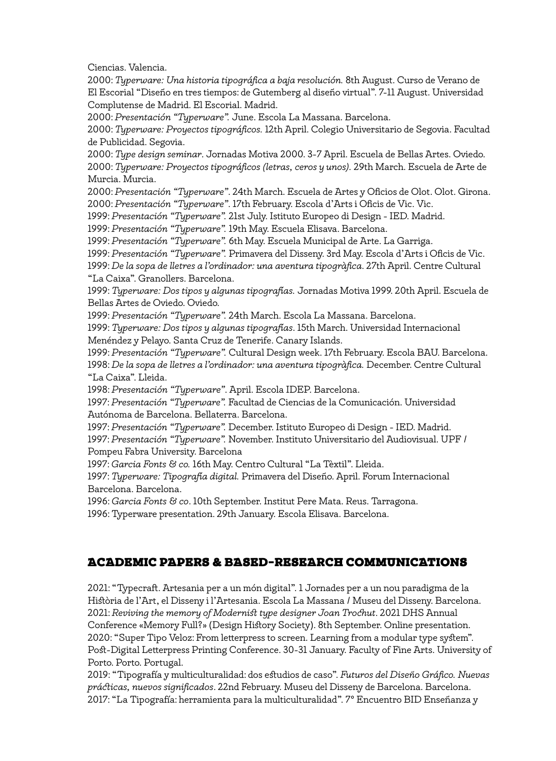Ciencias. Valencia.

2000: *Typerware: Una historia tipográfica a baja resolución.* 8th August. Curso de Verano de El Escorial "Diseño en tres tiempos: de Gutemberg al diseño virtual". 7-11 August. Universidad Complutense de Madrid. El Escorial. Madrid.

2000: *Presentación "Typerware".* June. Escola La Massana. Barcelona.

2000: *Typerware: Proyectos tipográficos.* 12th April. Colegio Universitario de Segovia. Facultad de Publicidad. Segovia.

2000: *Type design seminar*. Jornadas Motiva 2000. 3-7 April. Escuela de Bellas Artes. Oviedo.

2000: *Typerware: Proyectos tipográficos (letras, ceros y unos).* 29th March. Escuela de Arte de Murcia. Murcia.

2000: *Presentación "Typerware"*. 24th March. Escuela de Artes y Oficios de Olot. Olot. Girona.

2000: *Presentación "Typerware".* 17th February. Escola d'Arts i Oficis de Vic. Vic.

1999: *Presentación "Typerware".* 21st July. Istituto Europeo di Design - IED. Madrid.

1999: *Presentación "Typerware".* 19th May. Escuela Elisava. Barcelona.

1999: *Presentación "Typerware".* 6th May. Escuela Municipal de Arte. La Garriga.

1999: *Presentación "Typerware".* Primavera del Disseny. 3rd May. Escola d'Arts i Oficis de Vic.

1999: *De la sopa de lletres a l'ordinador: una aventura tipogràfica.* 27th April. Centre Cultural "La Caixa". Granollers. Barcelona.

1999: *Typerware: Dos tipos y algunas tipografías.* Jornadas Motiva 1999. 20th April. Escuela de Bellas Artes de Oviedo. Oviedo.

1999: *Presentación "Typerware".* 24th March. Escola La Massana. Barcelona.

1999: *Typerware: Dos tipos y algunas tipografías*. 15th March. Universidad Internacional Menéndez y Pelayo. Santa Cruz de Tenerife. Canary Islands.

1999: *Presentación "Typerware".* Cultural Design week. 17th February. Escola BAU. Barcelona.

1998: *De la sopa de lletres a l'ordinador: una aventura tipogràfica.* December. Centre Cultural "La Caixa". Lleida.

1998: *Presentación "Typerware"*. April. Escola IDEP. Barcelona.

1997: *Presentación "Typerware".* Facultad de Ciencias de la Comunicación. Universidad Autónoma de Barcelona. Bellaterra. Barcelona.

1997: *Presentación "Typerware".* December. Istituto Europeo di Design - IED. Madrid.

1997: *Presentación "Typerware".* November. Instituto Universitario del Audiovisual. UPF / Pompeu Fabra University. Barcelona

1997: *Garcia Fonts & co.* 16th May. Centro Cultural "La Tèxtil". Lleida.

1997: *Typerware: Tipografía digital.* Primavera del Diseño. April. Forum Internacional Barcelona. Barcelona.

1996: *Garcia Fonts & co*. 10th September. Institut Pere Mata. Reus. Tarragona.

1996: Typerware presentation. 29th January. Escola Elisava. Barcelona.

## ACADEMIC PAPERS & BASED-RESEARCH COMMUNICATIONS

2021: "Typecraft. Artesania per a un món digital". 1 Jornades per a un nou paradigma de la Història de l'Art, el Disseny i l'Artesania. Escola La Massana / Museu del Disseny. Barcelona.

2021: *Reviving the memory of Modernist type designer Joan Trochut*. 2021 DHS Annual Conference «Memory Full?» (Design History Society). 8th September. Online presentation.

2020: "Super Tipo Veloz: From letterpress to screen. Learning from a modular type system". Post-Digital Letterpress Printing Conference. 30-31 January. Faculty of Fine Arts. University of Porto. Porto. Portugal.

2019: "Tipografía y multiculturalidad: dos estudios de caso". *Futuros del Diseño Gráfico. Nuevas prácticas, nuevos significados*. 22nd February. Museu del Disseny de Barcelona. Barcelona.

2017: "La Tipografía: herramienta para la multiculturalidad". 7º Encuentro BID Enseñanza y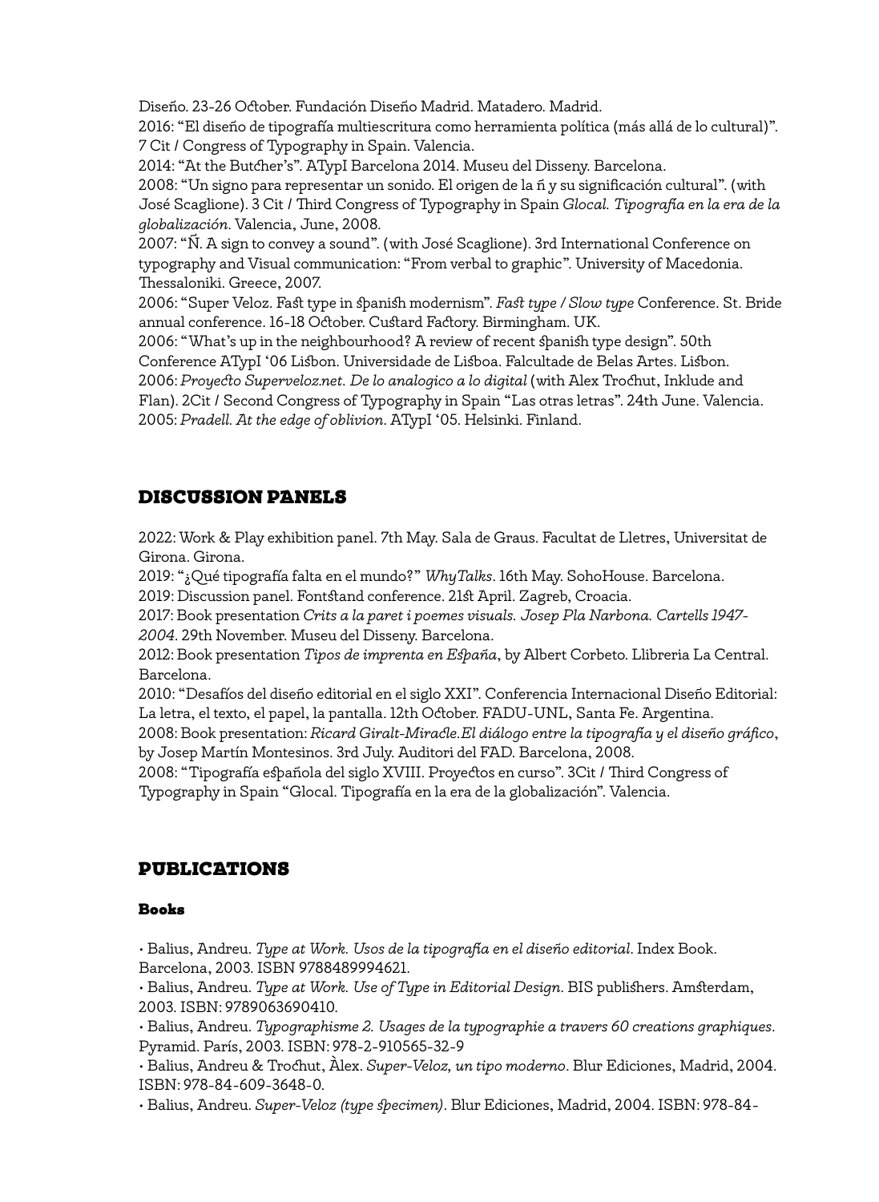Diseño. 23-26 October. Fundación Diseño Madrid. Matadero. Madrid.
2016: "El diseño de tipografía multiescritura como herramienta política (más allá de lo cultural)". 7 Cit / Congress of Typography in Spain. Valencia.
2014: "At the Butcher's". ATypI Barcelona 2014. Museu del Disseny. Barcelona.
2008: "Un signo para representar un sonido. El origen de la ñ y su significación cultural". (with José Scaglione). 3 Cit / Third Congress of Typography in Spain *Glocal. Tipografía en la era de la globalización*. Valencia, June, 2008.
2007: "Ñ. A sign to convey a sound". (with José Scaglione). 3rd International Conference on typography and Visual communication: "From verbal to graphic". University of Macedonia. Thessaloniki. Greece, 2007.
2006: "Super Veloz. Fast type in spanish modernism". *Fast type / Slow type* Conference. St. Bride annual conference. 16-18 October. Custard Factory. Birmingham. UK.
2006: "What's up in the neighbourhood? A review of recent spanish type design". 50th Conference ATypI '06 Lisbon. Universidade de Lisboa. Falcultade de Belas Artes. Lisbon.
2006: *Proyecto Superveloz.net. De lo analogico a lo digital* (with Alex Trochut, Inklude and Flan). 2Cit / Second Congress of Typography in Spain "Las otras letras". 24th June. Valencia.
2005: *Pradell. At the edge of oblivion*. ATypI '05. Helsinki. Finland.

## DISCUSSION PANELS

2022: Work & Play exhibition panel. 7th May. Sala de Graus. Facultat de Lletres, Universitat de Girona. Girona.
2019: "¿Qué tipografía falta en el mundo?" *WhyTalks*. 16th May. SohoHouse. Barcelona.
2019: Discussion panel. Fontstand conference. 21st April. Zagreb, Croacia.
2017: Book presentation *Crits a la paret i poemes visuals. Josep Pla Narbona. Cartells 1947-2004*. 29th November. Museu del Disseny. Barcelona.
2012: Book presentation *Tipos de imprenta en España*, by Albert Corbeto. Llibreria La Central. Barcelona.
2010: "Desafíos del diseño editorial en el siglo XXI". Conferencia Internacional Diseño Editorial: La letra, el texto, el papel, la pantalla. 12th October. FADU-UNL, Santa Fe. Argentina.
2008: Book presentation: *Ricard Giralt-Miracle.El diálogo entre la tipografía y el diseño gráfico*, by Josep Martín Montesinos. 3rd July. Auditori del FAD. Barcelona, 2008.
2008: "Tipografía española del siglo XVIII. Proyectos en curso". 3Cit / Third Congress of Typography in Spain "Glocal. Tipografía en la era de la globalización". Valencia.

## PUBLICATIONS

### Books

- Balius, Andreu. *Type at Work. Usos de la tipografía en el diseño editorial*. Index Book. Barcelona, 2003. ISBN 9788489994621.
- Balius, Andreu. *Type at Work. Use of Type in Editorial Design*. BIS publishers. Amsterdam, 2003. ISBN: 9789063690410.
- Balius, Andreu. *Typographisme 2. Usages de la typographie a travers 60 creations graphiques*. Pyramid. París, 2003. ISBN: 978-2-910565-32-9
- Balius, Andreu & Trochut, Àlex. *Super-Veloz, un tipo moderno*. Blur Ediciones, Madrid, 2004. ISBN: 978-84-609-3648-0.
- Balius, Andreu. *Super-Veloz (type specimen)*. Blur Ediciones, Madrid, 2004. ISBN: 978-84-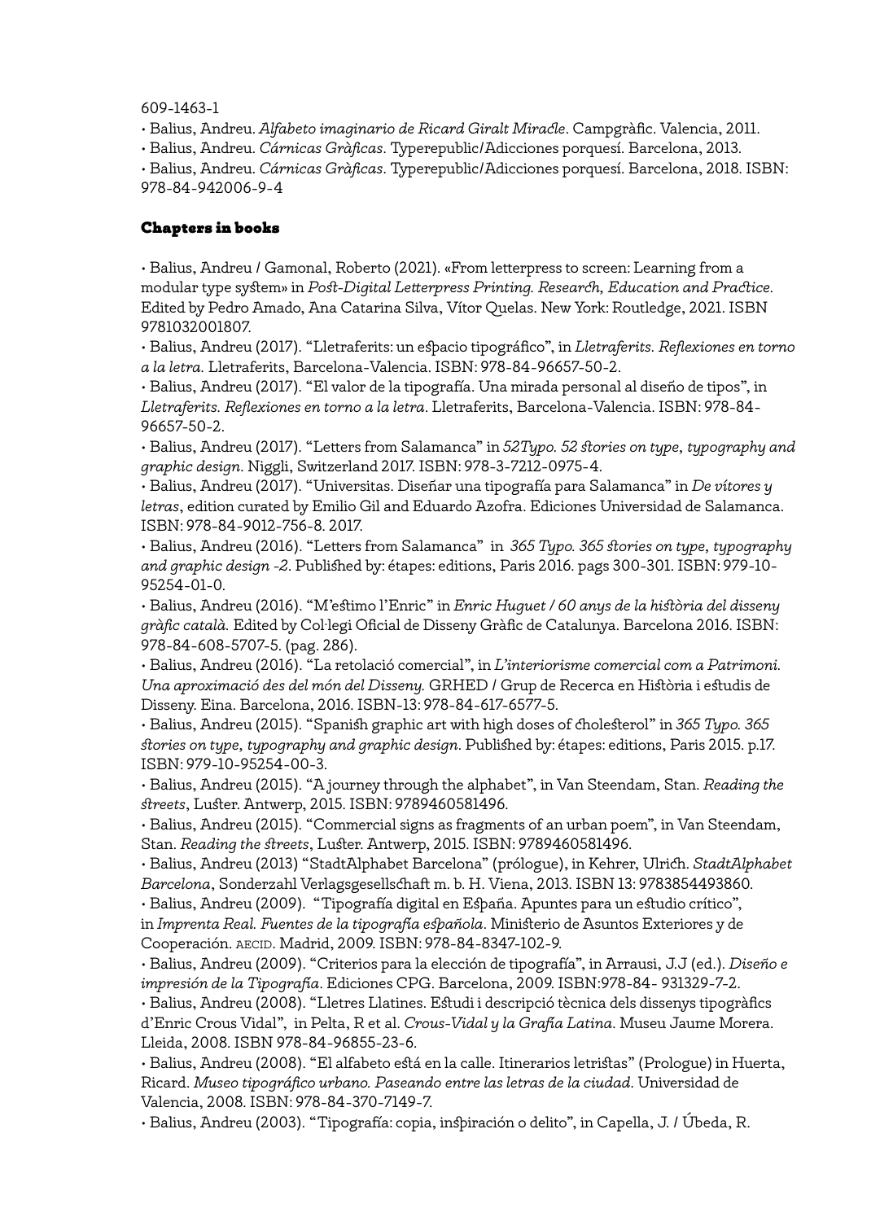609-1463-1

- Balius, Andreu. *Alfabeto imaginario de Ricard Giralt Miracle*. Campgràfic. Valencia, 2011.
- Balius, Andreu. *Cárnicas Gràficas*. Typerepublic/Adicciones porquesí. Barcelona, 2013.
- Balius, Andreu. *Cárnicas Gràficas*. Typerepublic/Adicciones porquesí. Barcelona, 2018. ISBN: 978-84-942006-9-4

## Chapters in books

- Balius, Andreu / Gamonal, Roberto (2021). «From letterpress to screen: Learning from a modular type system» in *Post-Digital Letterpress Printing. Research, Education and Practice.* Edited by Pedro Amado, Ana Catarina Silva, Vítor Quelas. New York: Routledge, 2021. ISBN 9781032001807.
- Balius, Andreu (2017). "Lletraferits: un espacio tipográfico", in *Lletraferits. Reflexiones en torno a la letra.* Lletraferits, Barcelona-Valencia. ISBN: 978-84-96657-50-2.
- Balius, Andreu (2017). "El valor de la tipografía. Una mirada personal al diseño de tipos", in *Lletraferits. Reflexiones en torno a la letra*. Lletraferits, Barcelona-Valencia. ISBN: 978-84-96657-50-2.
- Balius, Andreu (2017). "Letters from Salamanca" in *52Typo. 52 stories on type, typography and graphic design.* Niggli, Switzerland 2017. ISBN: 978-3-7212-0975-4.
- Balius, Andreu (2017). "Universitas. Diseñar una tipografía para Salamanca" in *De vítores y letras*, edition curated by Emilio Gil and Eduardo Azofra. Ediciones Universidad de Salamanca. ISBN: 978-84-9012-756-8. 2017.
- Balius, Andreu (2016). "Letters from Salamanca" in *365 Typo. 365 stories on type, typography and graphic design -2*. Published by: étapes: editions, Paris 2016. pags 300-301. ISBN: 979-10-95254-01-0.
- Balius, Andreu (2016). "M'estimo l'Enric" in *Enric Huguet / 60 anys de la història del disseny gràfic català.* Edited by Col·legi Oficial de Disseny Gràfic de Catalunya. Barcelona 2016. ISBN: 978-84-608-5707-5. (pag. 286).
- Balius, Andreu (2016). "La retolació comercial", in *L'interiorisme comercial com a Patrimoni. Una aproximació des del món del Disseny.* GRHED / Grup de Recerca en Història i estudis de Disseny. Eina. Barcelona, 2016. ISBN-13: 978-84-617-6577-5.
- Balius, Andreu (2015). "Spanish graphic art with high doses of cholesterol" in *365 Typo. 365 stories on type, typography and graphic design*. Published by: étapes: editions, Paris 2015. p.17. ISBN: 979-10-95254-00-3.
- Balius, Andreu (2015). "A journey through the alphabet", in Van Steendam, Stan. *Reading the streets*, Luster. Antwerp, 2015. ISBN: 9789460581496.
- Balius, Andreu (2015). "Commercial signs as fragments of an urban poem", in Van Steendam, Stan. *Reading the streets*, Luster. Antwerp, 2015. ISBN: 9789460581496.
- Balius, Andreu (2013) "StadtAlphabet Barcelona" (prólogue), in Kehrer, Ulrich. *StadtAlphabet Barcelona*, Sonderzahl Verlagsgesellschaft m. b. H. Viena, 2013. ISBN 13: 9783854493860.
- Balius, Andreu (2009). "Tipografía digital en España. Apuntes para un estudio crítico", in *Imprenta Real. Fuentes de la tipografía española*. Ministerio de Asuntos Exteriores y de Cooperación. AECID. Madrid, 2009. ISBN: 978-84-8347-102-9.
- Balius, Andreu (2009). "Criterios para la elección de tipografía", in Arrausi, J.J (ed.). *Diseño e impresión de la Tipografía*. Ediciones CPG. Barcelona, 2009. ISBN:978-84- 931329-7-2.
- Balius, Andreu (2008). "Lletres Llatines. Estudi i descripció tècnica dels dissenys tipogràfics d'Enric Crous Vidal", in Pelta, R et al. *Crous-Vidal y la Grafía Latina*. Museu Jaume Morera. Lleida, 2008. ISBN 978-84-96855-23-6.
- Balius, Andreu (2008). "El alfabeto está en la calle. Itinerarios letristas" (Prologue) in Huerta, Ricard. *Museo tipográfico urbano. Paseando entre las letras de la ciudad*. Universidad de Valencia, 2008. ISBN: 978-84-370-7149-7.
- Balius, Andreu (2003). "Tipografía: copia, inspiración o delito", in Capella, J. / Úbeda, R.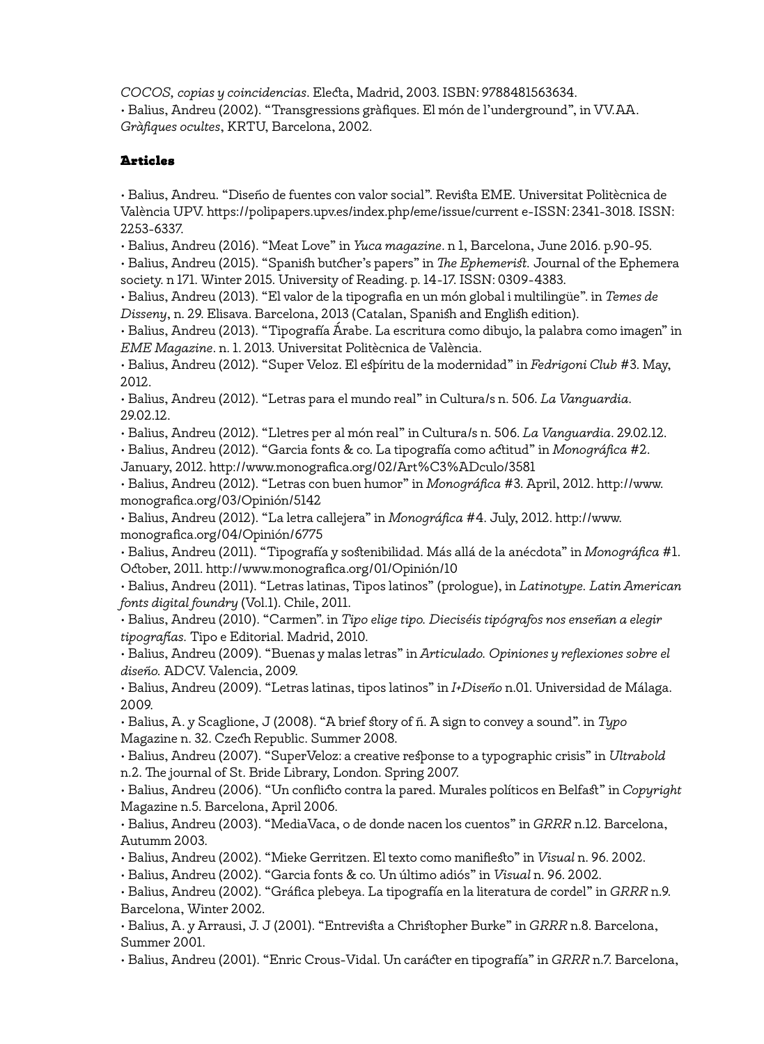*COCOS, copias y coincidencias*. Electa, Madrid, 2003. ISBN: 9788481563634.
• Balius, Andreu (2002). "Transgressions gràfiques. El món de l'underground", in VV.AA. *Gràfiques ocultes*, KRTU, Barcelona, 2002.

## Articles

• Balius, Andreu. "Diseño de fuentes con valor social". Revista EME. Universitat Politècnica de València UPV. https://polipapers.upv.es/index.php/eme/issue/current e-ISSN: 2341-3018. ISSN: 2253-6337.
• Balius, Andreu (2016). "Meat Love" in *Yuca magazine*. n 1, Barcelona, June 2016. p.90-95.
• Balius, Andreu (2015). "Spanish butcher's papers" in *The Ephemerist*. Journal of the Ephemera society. n 171. Winter 2015. University of Reading. p. 14-17. ISSN: 0309-4383.
• Balius, Andreu (2013). "El valor de la tipografia en un món global i multilingüe". in *Temes de Disseny*, n. 29. Elisava. Barcelona, 2013 (Catalan, Spanish and English edition).
• Balius, Andreu (2013). "Tipografía Árabe. La escritura como dibujo, la palabra como imagen" in *EME Magazine*. n. 1. 2013. Universitat Politècnica de València.
• Balius, Andreu (2012). "Super Veloz. El espíritu de la modernidad" in *Fedrigoni Club* #3. May, 2012.
• Balius, Andreu (2012). "Letras para el mundo real" in Cultura/s n. 506. *La Vanguardia*. 29.02.12.
• Balius, Andreu (2012). "Lletres per al món real" in Cultura/s n. 506. *La Vanguardia*. 29.02.12.
• Balius, Andreu (2012). "Garcia fonts & co. La tipografía como actitud" in *Monográfica* #2. January, 2012. http://www.monografica.org/02/Art%C3%ADculo/3581
• Balius, Andreu (2012). "Letras con buen humor" in *Monográfica* #3. April, 2012. http://www.monografica.org/03/Opinión/5142
• Balius, Andreu (2012). "La letra callejera" in *Monográfica* #4. July, 2012. http://www.monografica.org/04/Opinión/6775
• Balius, Andreu (2011). "Tipografía y sostenibilidad. Más allá de la anécdota" in *Monográfica* #1. October, 2011. http://www.monografica.org/01/Opinión/10
• Balius, Andreu (2011). "Letras latinas, Tipos latinos" (prologue), in *Latinotype. Latin American fonts digital foundry* (Vol.1). Chile, 2011.
• Balius, Andreu (2010). "Carmen". in *Tipo elige tipo. Dieciséis tipógrafos nos enseñan a elegir tipografías.* Tipo e Editorial. Madrid, 2010.
• Balius, Andreu (2009). "Buenas y malas letras" in *Articulado. Opiniones y reflexiones sobre el diseño.* ADCV. Valencia, 2009.
• Balius, Andreu (2009). "Letras latinas, tipos latinos" in *I+Diseño* n.01. Universidad de Málaga. 2009.
• Balius, A. y Scaglione, J (2008). "A brief story of ñ. A sign to convey a sound". in *Typo* Magazine n. 32. Czech Republic. Summer 2008.
• Balius, Andreu (2007). "SuperVeloz: a creative response to a typographic crisis" in *Ultrabold* n.2. The journal of St. Bride Library, London. Spring 2007.
• Balius, Andreu (2006). "Un conflicto contra la pared. Murales políticos en Belfast" in *Copyright* Magazine n.5. Barcelona, April 2006.
• Balius, Andreu (2003). "MediaVaca, o de donde nacen los cuentos" in *GRRR* n.12. Barcelona, Autumm 2003.
• Balius, Andreu (2002). "Mieke Gerritzen. El texto como manifiesto" in *Visual* n. 96. 2002.
• Balius, Andreu (2002). "Garcia fonts & co. Un último adiós" in *Visual* n. 96. 2002.
• Balius, Andreu (2002). "Gráfica plebeya. La tipografía en la literatura de cordel" in *GRRR* n.9. Barcelona, Winter 2002.
• Balius, A. y Arrausi, J. J (2001). "Entrevista a Christopher Burke" in *GRRR* n.8. Barcelona, Summer 2001.
• Balius, Andreu (2001). "Enric Crous-Vidal. Un carácter en tipografía" in *GRRR* n.7. Barcelona,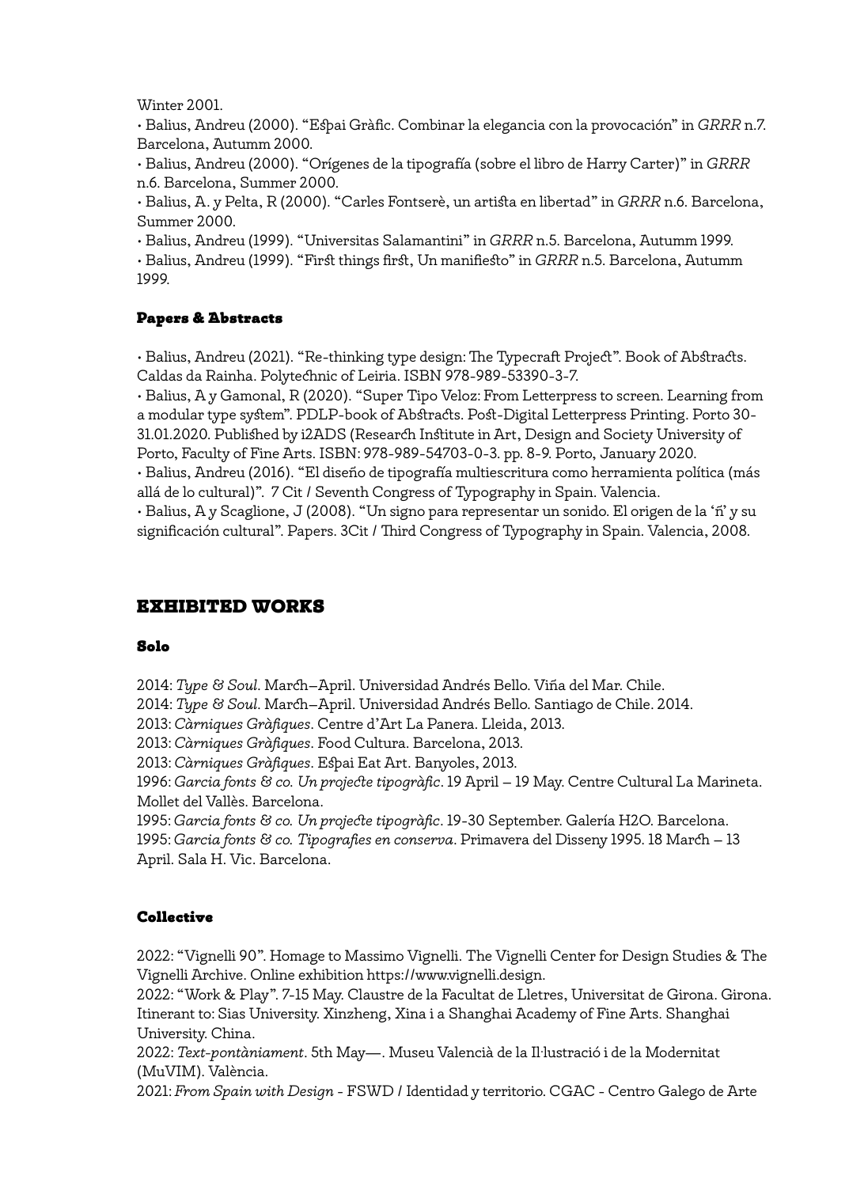Winter 2001.

• Balius, Andreu (2000). "Espai Gràfic. Combinar la elegancia con la provocación" in *GRRR* n.7. Barcelona, Autumm 2000.

• Balius, Andreu (2000). "Orígenes de la tipografía (sobre el libro de Harry Carter)" in *GRRR* n.6. Barcelona, Summer 2000.

• Balius, A. y Pelta, R (2000). "Carles Fontserè, un artista en libertad" in *GRRR* n.6. Barcelona, Summer 2000.

• Balius, Andreu (1999). "Universitas Salamantini" in *GRRR* n.5. Barcelona, Autumm 1999.

• Balius, Andreu (1999). "First things first, Un manifiesto" in *GRRR* n.5. Barcelona, Autumm 1999.

### Papers & Abstracts

• Balius, Andreu (2021). "Re-thinking type design: The Typecraft Project". Book of Abstracts. Caldas da Rainha. Polytechnic of Leiria. ISBN 978-989-53390-3-7.

• Balius, A y Gamonal, R (2020). "Super Tipo Veloz: From Letterpress to screen. Learning from a modular type system". PDLP-book of Abstracts. Post-Digital Letterpress Printing. Porto 30-31.01.2020. Published by i2ADS (Research Institute in Art, Design and Society University of Porto, Faculty of Fine Arts. ISBN: 978-989-54703-0-3. pp. 8-9. Porto, January 2020.

• Balius, Andreu (2016). "El diseño de tipografía multiescritura como herramienta política (más allá de lo cultural)". 7 Cit / Seventh Congress of Typography in Spain. Valencia.

• Balius, A y Scaglione, J (2008). "Un signo para representar un sonido. El origen de la 'ñ' y su significación cultural". Papers. 3Cit / Third Congress of Typography in Spain. Valencia, 2008.

## EXHIBITED WORKS

### Solo

2014: *Type & Soul*. March–April. Universidad Andrés Bello. Viña del Mar. Chile.

2014: *Type & Soul*. March–April. Universidad Andrés Bello. Santiago de Chile. 2014.

2013: *Càrniques Gràfiques*. Centre d'Art La Panera. Lleida, 2013.

2013: *Càrniques Gràfiques*. Food Cultura. Barcelona, 2013.

2013: *Càrniques Gràfiques*. Espai Eat Art. Banyoles, 2013.

1996: *Garcia fonts & co. Un projecte tipogràfic*. 19 April – 19 May. Centre Cultural La Marineta. Mollet del Vallès. Barcelona.

1995: *Garcia fonts & co. Un projecte tipogràfic*. 19-30 September. Galería H2O. Barcelona.

1995: *Garcia fonts & co. Tipografies en conserva*. Primavera del Disseny 1995. 18 March – 13 April. Sala H. Vic. Barcelona.

### Collective

2022: "Vignelli 90". Homage to Massimo Vignelli. The Vignelli Center for Design Studies & The Vignelli Archive. Online exhibition https://www.vignelli.design.

2022: "Work & Play". 7-15 May. Claustre de la Facultat de Lletres, Universitat de Girona. Girona. Itinerant to: Sias University. Xinzheng, Xina i a Shanghai Academy of Fine Arts. Shanghai University. China.

2022: *Text-pontàniament*. 5th May—. Museu Valencià de la Il·lustració i de la Modernitat (MuVIM). València.

2021: *From Spain with Design* - FSWD / Identidad y territorio. CGAC - Centro Galego de Arte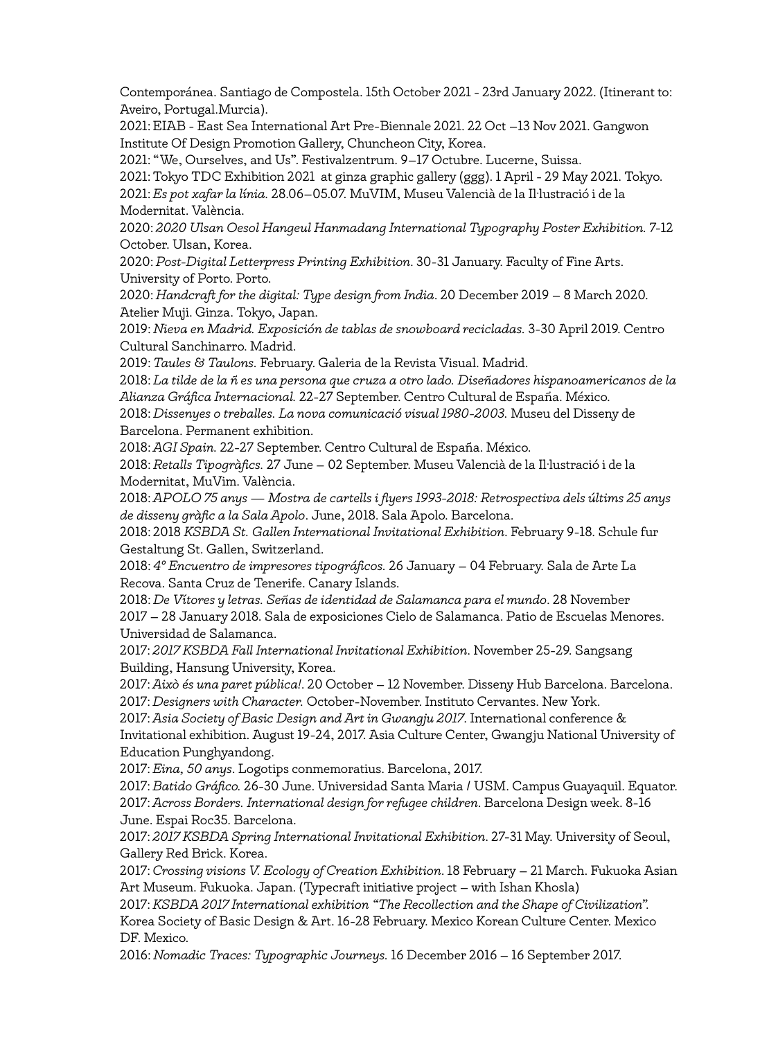Contemporánea. Santiago de Compostela. 15th October 2021 - 23rd January 2022. (Itinerant to: Aveiro, Portugal.Murcia).

2021: EIAB - East Sea International Art Pre-Biennale 2021. 22 Oct –13 Nov 2021. Gangwon Institute Of Design Promotion Gallery, Chuncheon City, Korea.

2021: "We, Ourselves, and Us". Festivalzentrum. 9–17 Octubre. Lucerne, Suissa.

2021: Tokyo TDC Exhibition 2021 at ginza graphic gallery (ggg). 1 April - 29 May 2021. Tokyo.

2021: *Es pot xafar la línia*. 28.06–05.07. MuVIM, Museu Valencià de la Il·lustració i de la Modernitat. València.

2020: *2020 Ulsan Oesol Hangeul Hanmadang International Typography Poster Exhibition.* 7-12 October. Ulsan, Korea.

2020: *Post-Digital Letterpress Printing Exhibition*. 30-31 January. Faculty of Fine Arts. University of Porto. Porto.

2020: *Handcraft for the digital: Type design from India*. 20 December 2019 – 8 March 2020. Atelier Muji. Ginza. Tokyo, Japan.

2019: *Nieva en Madrid. Exposición de tablas de snowboard recicladas.* 3-30 April 2019. Centro Cultural Sanchinarro. Madrid.

2019: *Taules & Taulons*. February. Galeria de la Revista Visual. Madrid.

2018: *La tilde de la ñ es una persona que cruza a otro lado. Diseñadores hispanoamericanos de la Alianza Gráfica Internacional.* 22-27 September. Centro Cultural de España. México.

2018: *Dissenyes o treballes. La nova comunicació visual 1980-2003.* Museu del Disseny de Barcelona. Permanent exhibition.

2018: *AGI Spain.* 22-27 September. Centro Cultural de España. México.

2018: *Retalls Tipogràfics.* 27 June – 02 September. Museu Valencià de la Il·lustració i de la Modernitat, MuVim. València.

2018: *APOLO 75 anys — Mostra de cartells i flyers 1993-2018: Retrospectiva dels últims 25 anys de disseny gràfic a la Sala Apolo*. June, 2018. Sala Apolo. Barcelona.

2018: 2018 *KSBDA St. Gallen International Invitational Exhibition.* February 9-18. Schule fur Gestaltung St. Gallen, Switzerland.

2018: *4º Encuentro de impresores tipográficos.* 26 January – 04 February. Sala de Arte La Recova. Santa Cruz de Tenerife. Canary Islands.

2018: *De Vítores y letras. Señas de identidad de Salamanca para el mundo*. 28 November 2017 – 28 January 2018. Sala de exposiciones Cielo de Salamanca. Patio de Escuelas Menores. Universidad de Salamanca.

2017: *2017 KSBDA Fall International Invitational Exhibition.* November 25-29. Sangsang Building, Hansung University, Korea.

2017: *Això és una paret pública!*. 20 October – 12 November. Disseny Hub Barcelona. Barcelona.

2017: *Designers with Character.* October-November. Instituto Cervantes. New York.

2017: *Asia Society of Basic Design and Art in Gwangju 2017.* International conference & Invitational exhibition. August 19-24, 2017. Asia Culture Center, Gwangju National University of Education Punghyandong.

2017: *Eina, 50 anys*. Logotips conmemoratius. Barcelona, 2017.

2017: *Batido Gráfico.* 26-30 June. Universidad Santa Maria / USM. Campus Guayaquil. Equator.

2017: *Across Borders. International design for refugee children.* Barcelona Design week. 8-16 June. Espai Roc35. Barcelona.

2017: *2017 KSBDA Spring International Invitational Exhibition.* 27-31 May. University of Seoul, Gallery Red Brick. Korea.

2017: *Crossing visions V. Ecology of Creation Exhibition.* 18 February – 21 March. Fukuoka Asian Art Museum. Fukuoka. Japan. (Typecraft initiative project – with Ishan Khosla)

2017: *KSBDA 2017 International exhibition "The Recollection and the Shape of Civilization".* Korea Society of Basic Design & Art. 16-28 February. Mexico Korean Culture Center. Mexico DF. Mexico.

2016: *Nomadic Traces: Typographic Journeys.* 16 December 2016 – 16 September 2017.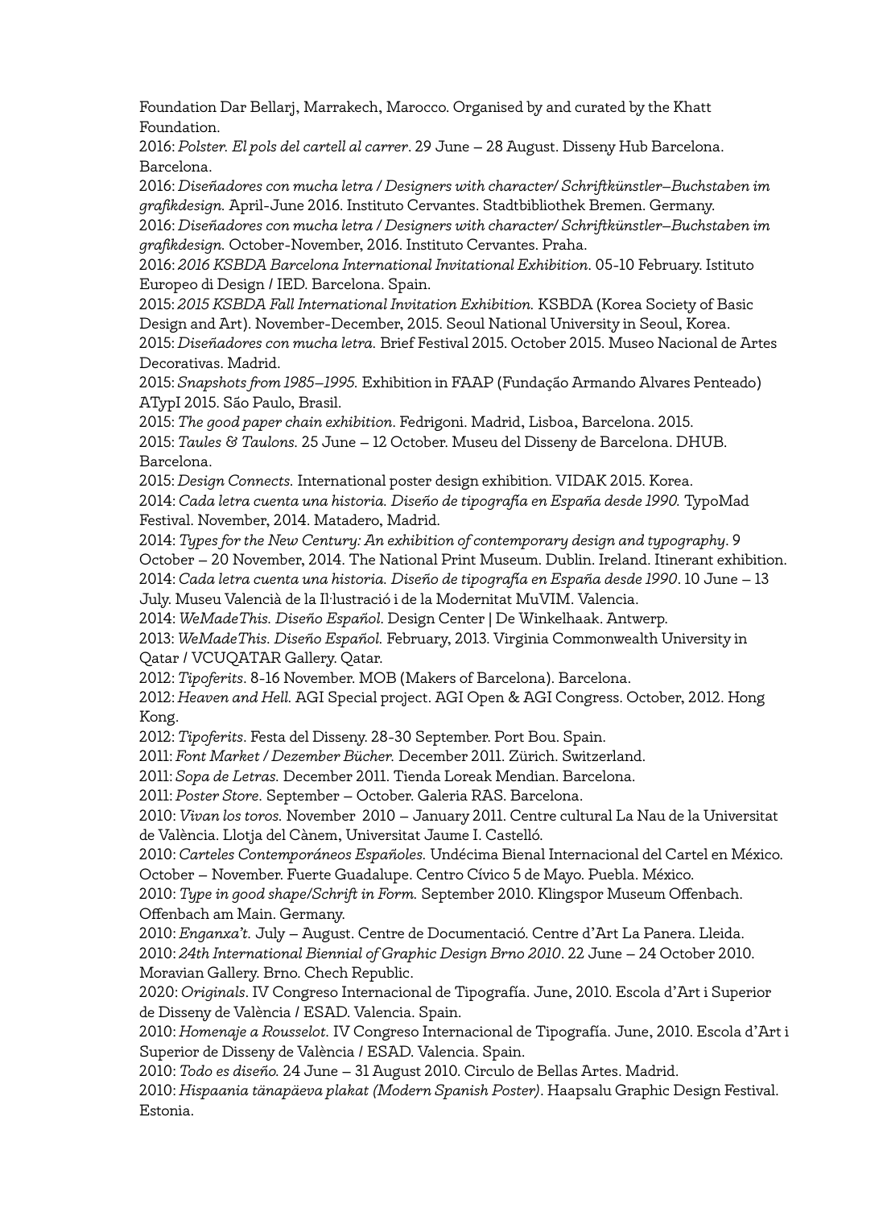Foundation Dar Bellarj, Marrakech, Marocco. Organised by and curated by the Khatt Foundation.
2016: *Polster. El pols del cartell al carrer*. 29 June – 28 August. Disseny Hub Barcelona. Barcelona.
2016: *Diseñadores con mucha letra / Designers with character/ Schriftkünstler–Buchstaben im grafikdesign.* April-June 2016. Instituto Cervantes. Stadtbibliothek Bremen. Germany.
2016: *Diseñadores con mucha letra / Designers with character/ Schriftkünstler–Buchstaben im grafikdesign.* October-November, 2016. Instituto Cervantes. Praha.
2016: *2016 KSBDA Barcelona International Invitational Exhibition.* 05-10 February. Istituto Europeo di Design / IED. Barcelona. Spain.
2015: *2015 KSBDA Fall International Invitation Exhibition.* KSBDA (Korea Society of Basic Design and Art). November-December, 2015. Seoul National University in Seoul, Korea.
2015: *Diseñadores con mucha letra.* Brief Festival 2015. October 2015. Museo Nacional de Artes Decorativas. Madrid.
2015: *Snapshots from 1985–1995.* Exhibition in FAAP (Fundação Armando Alvares Penteado) ATypI 2015. São Paulo, Brasil.
2015: *The good paper chain exhibition.* Fedrigoni. Madrid, Lisboa, Barcelona. 2015.
2015: *Taules & Taulons.* 25 June – 12 October. Museu del Disseny de Barcelona. DHUB. Barcelona.
2015: *Design Connects.* International poster design exhibition. VIDAK 2015. Korea.
2014: *Cada letra cuenta una historia. Diseño de tipografía en España desde 1990.* TypoMad Festival. November, 2014. Matadero, Madrid.
2014: *Types for the New Century: An exhibition of contemporary design and typography.* 9 October – 20 November, 2014. The National Print Museum. Dublin. Ireland. Itinerant exhibition.
2014: *Cada letra cuenta una historia. Diseño de tipografía en España desde 1990*. 10 June – 13 July. Museu Valencià de la Il·lustració i de la Modernitat MuVIM. Valencia.
2014: *WeMadeThis. Diseño Español*. Design Center | De Winkelhaak. Antwerp.
2013: *WeMadeThis. Diseño Español.* February, 2013. Virginia Commonwealth University in Qatar / VCUQATAR Gallery. Qatar.
2012: *Tipoferits*. 8-16 November. MOB (Makers of Barcelona). Barcelona.
2012: *Heaven and Hell.* AGI Special project. AGI Open & AGI Congress. October, 2012. Hong Kong.
2012: *Tipoferits*. Festa del Disseny. 28-30 September. Port Bou. Spain.
2011: *Font Market / Dezember Bücher.* December 2011. Zürich. Switzerland.
2011: *Sopa de Letras.* December 2011. Tienda Loreak Mendian. Barcelona.
2011: *Poster Store.* September – October. Galeria RAS. Barcelona.
2010: *Vivan los toros.* November 2010 – January 2011. Centre cultural La Nau de la Universitat de València. Llotja del Cànem, Universitat Jaume I. Castelló.
2010: *Carteles Contemporáneos Españoles.* Undécima Bienal Internacional del Cartel en México. October – November. Fuerte Guadalupe. Centro Cívico 5 de Mayo. Puebla. México.
2010: *Type in good shape/Schrift in Form.* September 2010. Klingspor Museum Offenbach. Offenbach am Main. Germany.
2010: *Enganxa't.* July – August. Centre de Documentació. Centre d'Art La Panera. Lleida.
2010: *24th International Biennial of Graphic Design Brno 2010*. 22 June – 24 October 2010. Moravian Gallery. Brno. Chech Republic.
2020: *Originals*. IV Congreso Internacional de Tipografía. June, 2010. Escola d'Art i Superior de Disseny de València / ESAD. Valencia. Spain.
2010: *Homenaje a Rousselot.* IV Congreso Internacional de Tipografía. June, 2010. Escola d'Art i Superior de Disseny de València / ESAD. Valencia. Spain.
2010: *Todo es diseño.* 24 June – 31 August 2010. Circulo de Bellas Artes. Madrid.
2010: *Hispaania tänapäeva plakat (Modern Spanish Poster)*. Haapsalu Graphic Design Festival. Estonia.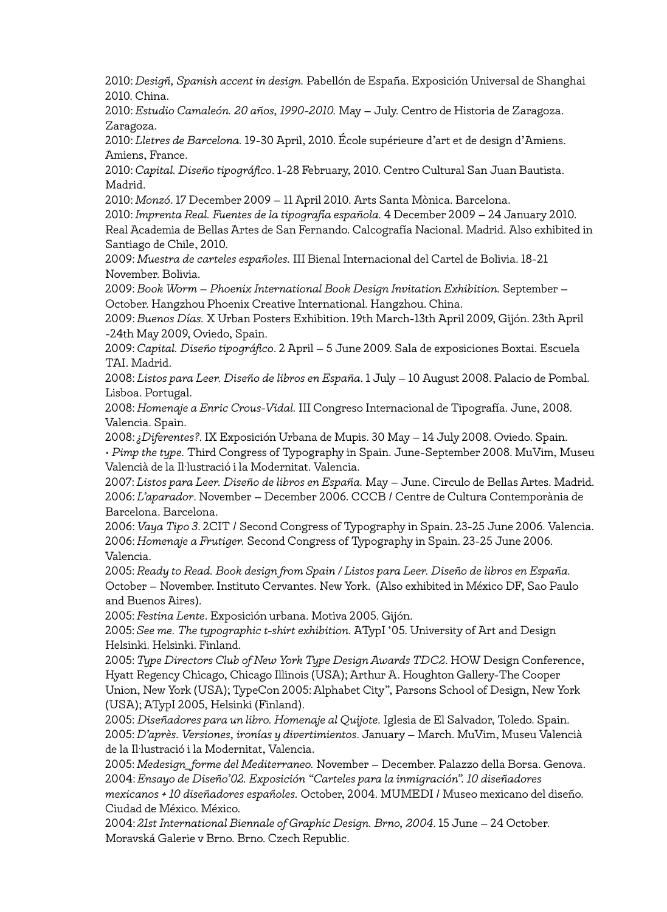2010: *Designñ, Spanish accent in design.* Pabellón de España. Exposición Universal de Shanghai 2010. China.

2010: *Estudio Camaleón. 20 años, 1990-2010.* May – July. Centro de Historia de Zaragoza. Zaragoza.

2010: *Lletres de Barcelona.* 19-30 April, 2010. École supérieure d'art et de design d'Amiens. Amiens, France.

2010: *Capital. Diseño tipográfico*. 1-28 February, 2010. Centro Cultural San Juan Bautista. Madrid.

2010: *Monzó*. 17 December 2009 – 11 April 2010. Arts Santa Mònica. Barcelona.

2010: *Imprenta Real. Fuentes de la tipografía española.* 4 December 2009 – 24 January 2010. Real Academia de Bellas Artes de San Fernando. Calcografía Nacional. Madrid. Also exhibited in Santiago de Chile, 2010.

2009: *Muestra de carteles españoles.* III Bienal Internacional del Cartel de Bolivia. 18-21 November. Bolivia.

2009: *Book Worm – Phoenix International Book Design Invitation Exhibition.* September – October. Hangzhou Phoenix Creative International. Hangzhou. China.

2009: *Buenos Días.* X Urban Posters Exhibition. 19th March-13th April 2009, Gijón. 23th April -24th May 2009, Oviedo, Spain.

2009: *Capital. Diseño tipográfico*. 2 April – 5 June 2009. Sala de exposiciones Boxtai. Escuela TAI. Madrid.

2008: *Listos para Leer. Diseño de libros en España*. 1 July – 10 August 2008. Palacio de Pombal. Lisboa. Portugal.

2008: *Homenaje a Enric Crous-Vidal.* III Congreso Internacional de Tipografía. June, 2008. Valencia. Spain.

2008: *¿Diferentes?*. IX Exposición Urbana de Mupis. 30 May – 14 July 2008. Oviedo. Spain.
• *Pimp the type.* Third Congress of Typography in Spain. June-September 2008. MuVim, Museu Valencià de la Il·lustració i la Modernitat. Valencia.

2007: *Listos para Leer. Diseño de libros en España.* May – June. Circulo de Bellas Artes. Madrid.

2006: *L'aparador*. November – December 2006. CCCB / Centre de Cultura Contemporània de Barcelona. Barcelona.

2006: *Vaya Tipo 3*. 2CIT / Second Congress of Typography in Spain. 23-25 June 2006. Valencia.

2006: *Homenaje a Frutiger.* Second Congress of Typography in Spain. 23-25 June 2006. Valencia.

2005: *Ready to Read. Book design from Spain / Listos para Leer. Diseño de libros en España.* October – November. Instituto Cervantes. New York. (Also exhibited in México DF, Sao Paulo and Buenos Aires).

2005: *Festina Lente*. Exposición urbana. Motiva 2005. Gijón.

2005: *See me. The typographic t-shirt exhibition.* ATypI '05. University of Art and Design Helsinki. Helsinki. Finland.

2005: *Type Directors Club of New York Type Design Awards TDC2*. HOW Design Conference, Hyatt Regency Chicago, Chicago Illinois (USA); Arthur A. Houghton Gallery-The Cooper Union, New York (USA); TypeCon 2005: Alphabet City", Parsons School of Design, New York (USA); ATypI 2005, Helsinki (Finland).

2005: *Diseñadores para un libro. Homenaje al Quijote.* Iglesia de El Salvador, Toledo. Spain.

2005: *D'après. Versiones, ironías y divertimientos*. January – March. MuVim, Museu Valencià de la Il·lustració i la Modernitat, Valencia.

2005: *Medesign_forme del Mediterraneo.* November – December. Palazzo della Borsa. Genova.

2004: *Ensayo de Diseño'02. Exposición "Carteles para la inmigración". 10 diseñadores mexicanos + 10 diseñadores españoles.* October, 2004. MUMEDI / Museo mexicano del diseño. Ciudad de México. México.

2004: *21st International Biennale of Graphic Design. Brno, 2004*. 15 June – 24 October. Moravská Galerie v Brno. Brno. Czech Republic.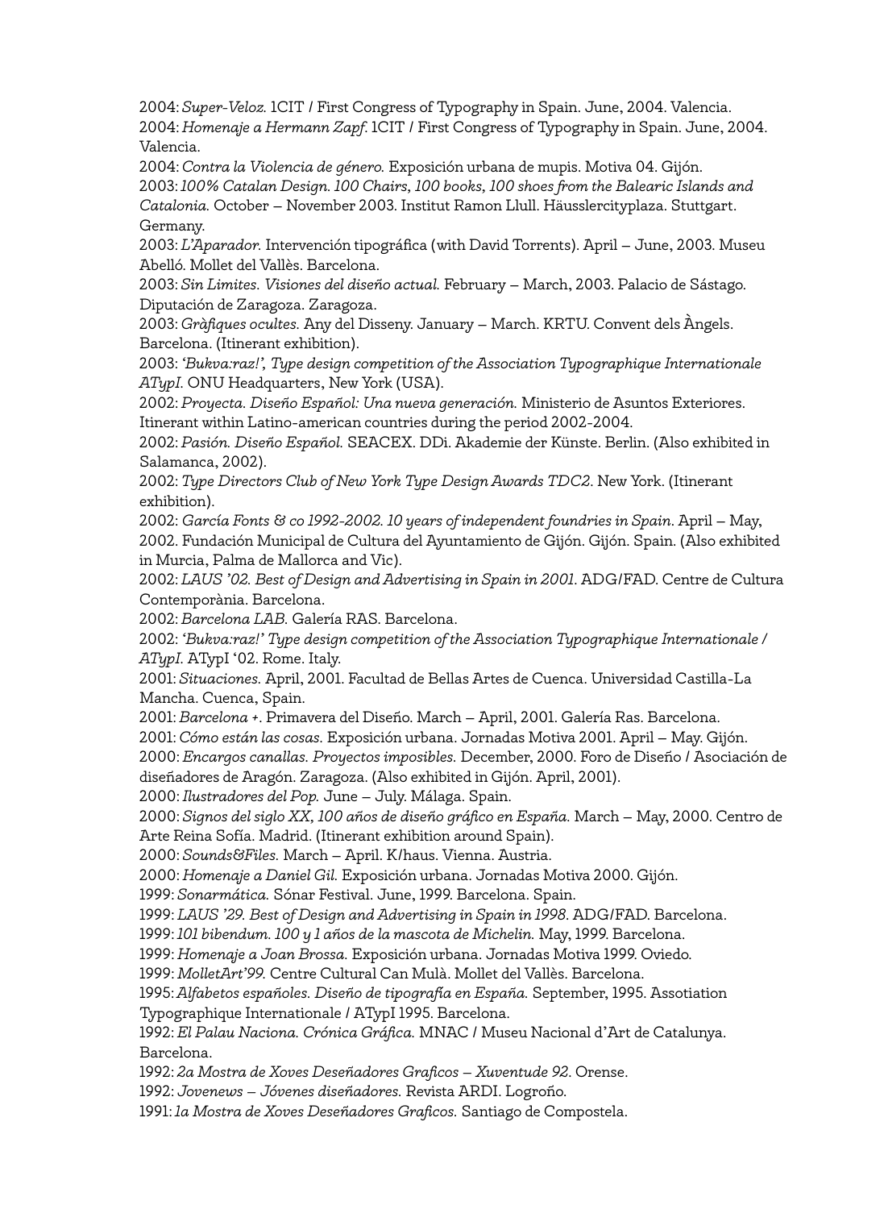2004: *Super-Veloz.* 1CIT / First Congress of Typography in Spain. June, 2004. Valencia.
2004: *Homenaje a Hermann Zapf.* 1CIT / First Congress of Typography in Spain. June, 2004. Valencia.
2004: *Contra la Violencia de género.* Exposición urbana de mupis. Motiva 04. Gijón.
2003: *100% Catalan Design. 100 Chairs, 100 books, 100 shoes from the Balearic Islands and Catalonia.* October – November 2003. Institut Ramon Llull. Häusslercityplaza. Stuttgart. Germany.
2003: *L'Aparador.* Intervención tipográfica (with David Torrents). April – June, 2003. Museu Abelló. Mollet del Vallès. Barcelona.
2003: *Sin Limites. Visiones del diseño actual.* February – March, 2003. Palacio de Sástago. Diputación de Zaragoza. Zaragoza.
2003: *Gràfiques ocultes.* Any del Disseny. January – March. KRTU. Convent dels Àngels. Barcelona. (Itinerant exhibition).
2003: *'Bukva:raz!', Type design competition of the Association Typographique Internationale ATypI.* ONU Headquarters, New York (USA).
2002: *Proyecta. Diseño Español: Una nueva generación.* Ministerio de Asuntos Exteriores. Itinerant within Latino-american countries during the period 2002-2004.
2002: *Pasión. Diseño Español.* SEACEX. DDi. Akademie der Künste. Berlin. (Also exhibited in Salamanca, 2002).
2002: *Type Directors Club of New York Type Design Awards TDC2.* New York. (Itinerant exhibition).
2002: *García Fonts & co 1992-2002. 10 years of independent foundries in Spain.* April – May, 2002. Fundación Municipal de Cultura del Ayuntamiento de Gijón. Gijón. Spain. (Also exhibited in Murcia, Palma de Mallorca and Vic).
2002: *LAUS '02. Best of Design and Advertising in Spain in 2001.* ADG/FAD. Centre de Cultura Contemporània. Barcelona.
2002: *Barcelona LAB.* Galería RAS. Barcelona.
2002: *'Bukva:raz!' Type design competition of the Association Typographique Internationale / ATypI.* ATypI '02. Rome. Italy.
2001: *Situaciones.* April, 2001. Facultad de Bellas Artes de Cuenca. Universidad Castilla-La Mancha. Cuenca, Spain.
2001: *Barcelona +.* Primavera del Diseño. March – April, 2001. Galería Ras. Barcelona.
2001: *Cómo están las cosas.* Exposición urbana. Jornadas Motiva 2001. April – May. Gijón.
2000: *Encargos canallas. Proyectos imposibles.* December, 2000. Foro de Diseño / Asociación de diseñadores de Aragón. Zaragoza. (Also exhibited in Gijón. April, 2001).
2000: *Ilustradores del Pop.* June – July. Málaga. Spain.
2000: *Signos del siglo XX, 100 años de diseño gráfico en España.* March – May, 2000. Centro de Arte Reina Sofía. Madrid. (Itinerant exhibition around Spain).
2000: *Sounds&Files.* March – April. K/haus. Vienna. Austria.
2000: *Homenaje a Daniel Gil.* Exposición urbana. Jornadas Motiva 2000. Gijón.
1999: *Sonarmática.* Sónar Festival. June, 1999. Barcelona. Spain.
1999: *LAUS '29. Best of Design and Advertising in Spain in 1998.* ADG/FAD. Barcelona.
1999: *101 bibendum. 100 y 1 años de la mascota de Michelin.* May, 1999. Barcelona.
1999: *Homenaje a Joan Brossa.* Exposición urbana. Jornadas Motiva 1999. Oviedo.
1999: *MolletArt'99.* Centre Cultural Can Mulà. Mollet del Vallès. Barcelona.
1995: *Alfabetos españoles. Diseño de tipografía en España.* September, 1995. Assotiation Typographique Internationale / ATypI 1995. Barcelona.
1992: *El Palau Naciona. Crónica Gráfica.* MNAC / Museu Nacional d'Art de Catalunya. Barcelona.
1992: *2a Mostra de Xoves Deseñadores Graficos – Xuventude 92.* Orense.
1992: *Jovenews – Jóvenes diseñadores.* Revista ARDI. Logroño.
1991: *1a Mostra de Xoves Deseñadores Graficos.* Santiago de Compostela.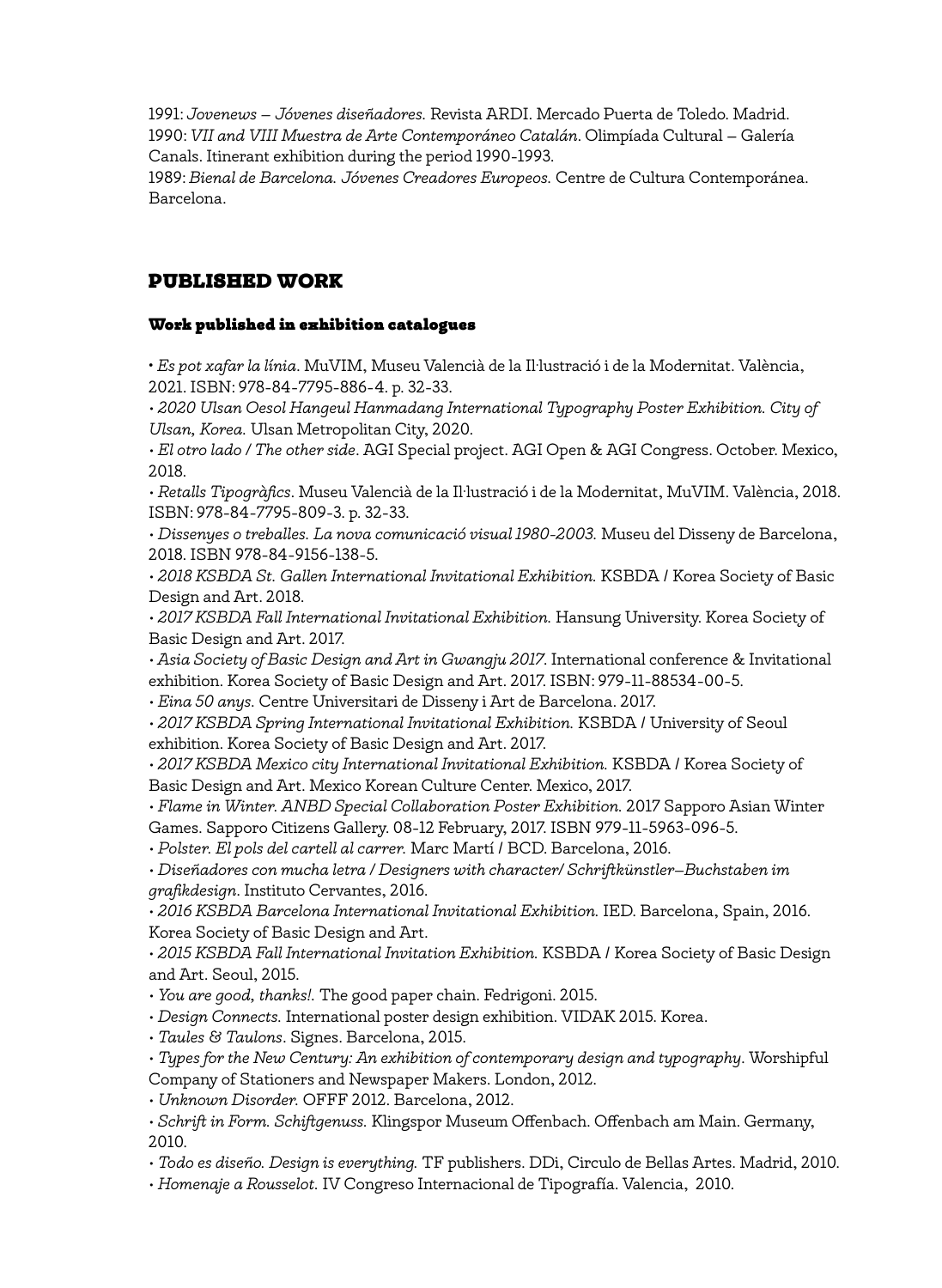1991: *Jovenews – Jóvenes diseñadores.* Revista ARDI. Mercado Puerta de Toledo. Madrid.
1990: *VII and VIII Muestra de Arte Contemporáneo Catalán*. Olimpíada Cultural – Galería Canals. Itinerant exhibition during the period 1990-1993.
1989: *Bienal de Barcelona. Jóvenes Creadores Europeos.* Centre de Cultura Contemporánea. Barcelona.

## PUBLISHED WORK

### Work published in exhibition catalogues

• *Es pot xafar la línia*. MuVIM, Museu Valencià de la Il·lustració i de la Modernitat. València, 2021. ISBN: 978-84-7795-886-4. p. 32-33.
• *2020 Ulsan Oesol Hangeul Hanmadang International Typography Poster Exhibition. City of Ulsan, Korea.* Ulsan Metropolitan City, 2020.
• *El otro lado / The other side*. AGI Special project. AGI Open & AGI Congress. October. Mexico, 2018.
• *Retalls Tipogràfics*. Museu Valencià de la Il·lustració i de la Modernitat, MuVIM. València, 2018. ISBN: 978-84-7795-809-3. p. 32-33.
• *Dissenyes o treballes. La nova comunicació visual 1980-2003.* Museu del Disseny de Barcelona, 2018. ISBN 978-84-9156-138-5.
• *2018 KSBDA St. Gallen International Invitational Exhibition.* KSBDA / Korea Society of Basic Design and Art. 2018.
• *2017 KSBDA Fall International Invitational Exhibition.* Hansung University. Korea Society of Basic Design and Art. 2017.
• *Asia Society of Basic Design and Art in Gwangju 2017*. International conference & Invitational exhibition. Korea Society of Basic Design and Art. 2017. ISBN: 979-11-88534-00-5.
• *Eina 50 anys.* Centre Universitari de Disseny i Art de Barcelona. 2017.
• *2017 KSBDA Spring International Invitational Exhibition.* KSBDA / University of Seoul exhibition. Korea Society of Basic Design and Art. 2017.
• *2017 KSBDA Mexico city International Invitational Exhibition.* KSBDA / Korea Society of Basic Design and Art. Mexico Korean Culture Center. Mexico, 2017.
• *Flame in Winter. ANBD Special Collaboration Poster Exhibition.* 2017 Sapporo Asian Winter Games. Sapporo Citizens Gallery. 08-12 February, 2017. ISBN 979-11-5963-096-5.
• *Polster. El pols del cartell al carrer.* Marc Martí / BCD. Barcelona, 2016.
• *Diseñadores con mucha letra / Designers with character/ Schriftkünstler–Buchstaben im grafikdesign*. Instituto Cervantes, 2016.
• *2016 KSBDA Barcelona International Invitational Exhibition.* IED. Barcelona, Spain, 2016. Korea Society of Basic Design and Art.
• *2015 KSBDA Fall International Invitation Exhibition.* KSBDA / Korea Society of Basic Design and Art. Seoul, 2015.
• *You are good, thanks!.* The good paper chain. Fedrigoni. 2015.
• *Design Connects.* International poster design exhibition. VIDAK 2015. Korea.
• *Taules & Taulons*. Signes. Barcelona, 2015.
• *Types for the New Century: An exhibition of contemporary design and typography*. Worshipful Company of Stationers and Newspaper Makers. London, 2012.
• *Unknown Disorder.* OFFF 2012. Barcelona, 2012.
• *Schrift in Form. Schiftgenuss.* Klingspor Museum Offenbach. Offenbach am Main. Germany, 2010.
• *Todo es diseño. Design is everything.* TF publishers. DDi, Circulo de Bellas Artes. Madrid, 2010.
• *Homenaje a Rousselot.* IV Congreso Internacional de Tipografía. Valencia, 2010.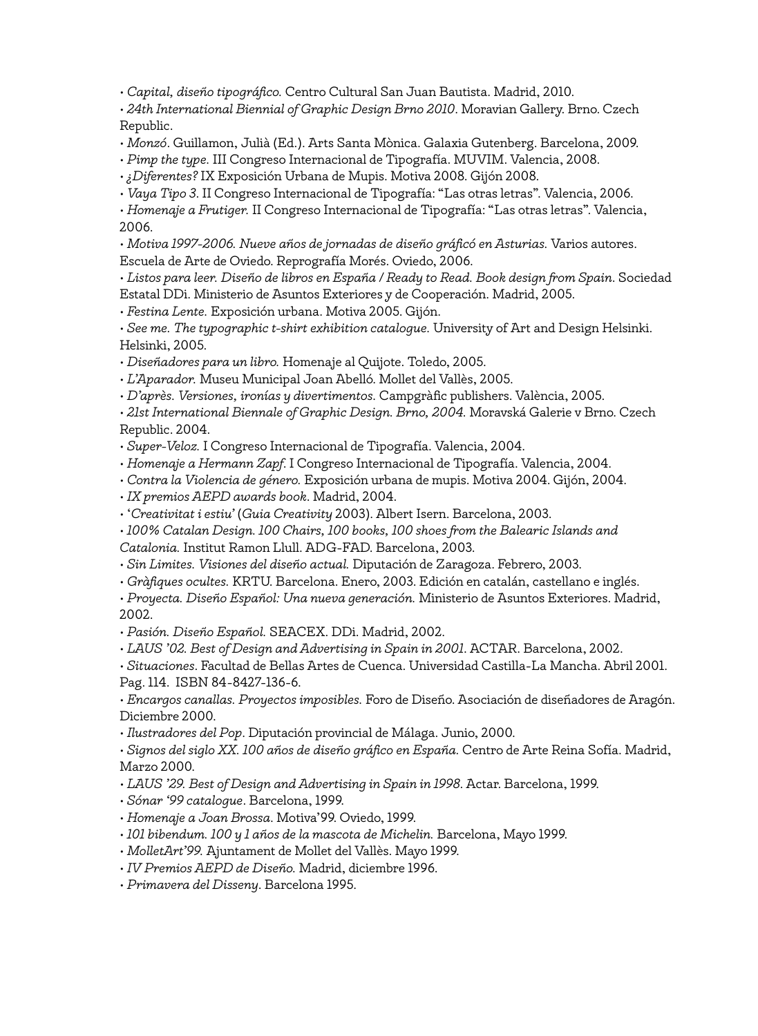- *Capital, diseño tipográfico.* Centro Cultural San Juan Bautista. Madrid, 2010.
- *24th International Biennial of Graphic Design Brno 2010*. Moravian Gallery. Brno. Czech Republic.
- *Monzó*. Guillamon, Julià (Ed.). Arts Santa Mònica. Galaxia Gutenberg. Barcelona, 2009.
- *Pimp the type.* III Congreso Internacional de Tipografía. MUVIM. Valencia, 2008.
- *¿Diferentes?* IX Exposición Urbana de Mupis. Motiva 2008. Gijón 2008.
- *Vaya Tipo 3*. II Congreso Internacional de Tipografía: "Las otras letras". Valencia, 2006.
- *Homenaje a Frutiger.* II Congreso Internacional de Tipografía: "Las otras letras". Valencia, 2006.
- *Motiva 1997-2006. Nueve años de jornadas de diseño gráficó en Asturias.* Varios autores. Escuela de Arte de Oviedo. Reprografía Morés. Oviedo, 2006.
- *Listos para leer. Diseño de libros en España / Ready to Read. Book design from Spain*. Sociedad Estatal DDi. Ministerio de Asuntos Exteriores y de Cooperación. Madrid, 2005.
- *Festina Lente.* Exposición urbana. Motiva 2005. Gijón.
- *See me. The typographic t-shirt exhibition catalogue.* University of Art and Design Helsinki. Helsinki, 2005.
- *Diseñadores para un libro.* Homenaje al Quijote. Toledo, 2005.
- *L'Aparador.* Museu Municipal Joan Abelló. Mollet del Vallès, 2005.
- *D'après. Versiones, ironías y divertimentos.* Campgràfic publishers. València, 2005.
- *21st International Biennale of Graphic Design. Brno, 2004.* Moravská Galerie v Brno. Czech Republic. 2004.
- *Super-Veloz.* I Congreso Internacional de Tipografía. Valencia, 2004.
- *Homenaje a Hermann Zapf.* I Congreso Internacional de Tipografía. Valencia, 2004.
- *Contra la Violencia de género.* Exposición urbana de mupis. Motiva 2004. Gijón, 2004.
- *IX premios AEPD awards book.* Madrid, 2004.
- '*Creativitat i estiu*' (*Guia Creativity* 2003). Albert Isern. Barcelona, 2003.
- *100% Catalan Design. 100 Chairs, 100 books, 100 shoes from the Balearic Islands and Catalonia.* Institut Ramon Llull. ADG-FAD. Barcelona, 2003.
- *Sin Limites. Visiones del diseño actual.* Diputación de Zaragoza. Febrero, 2003.
- *Gràfiques ocultes.* KRTU. Barcelona. Enero, 2003. Edición en catalán, castellano e inglés.
- *Proyecta. Diseño Español: Una nueva generación.* Ministerio de Asuntos Exteriores. Madrid, 2002.
- *Pasión. Diseño Español.* SEACEX. DDi. Madrid, 2002.
- *LAUS '02. Best of Design and Advertising in Spain in 2001.* ACTAR. Barcelona, 2002.
- *Situaciones*. Facultad de Bellas Artes de Cuenca. Universidad Castilla-La Mancha. Abril 2001. Pag. 114. ISBN 84-8427-136-6.
- *Encargos canallas. Proyectos imposibles.* Foro de Diseño. Asociación de diseñadores de Aragón. Diciembre 2000.
- *Ilustradores del Pop*. Diputación provincial de Málaga. Junio, 2000.
- *Signos del siglo XX. 100 años de diseño gráfico en España.* Centro de Arte Reina Sofía. Madrid, Marzo 2000.
- *LAUS '29. Best of Design and Advertising in Spain in 1998*. Actar. Barcelona, 1999.
- *Sónar '99 catalogue*. Barcelona, 1999.
- *Homenaje a Joan Brossa.* Motiva'99. Oviedo, 1999.
- *101 bibendum. 100 y 1 años de la mascota de Michelin.* Barcelona, Mayo 1999.
- *MolletArt'99.* Ajuntament de Mollet del Vallès. Mayo 1999.
- *IV Premios AEPD de Diseño.* Madrid, diciembre 1996.
- *Primavera del Disseny*. Barcelona 1995.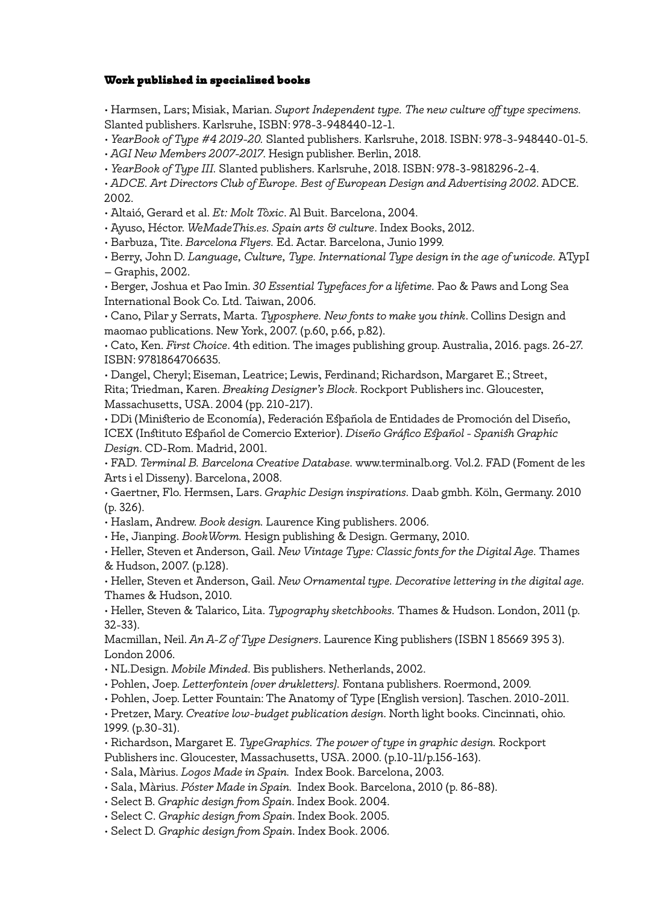### Work published in specialized books

- Harmsen, Lars; Misiak, Marian. *Suport Independent type. The new culture off type specimens.* Slanted publishers. Karlsruhe, ISBN: 978-3-948440-12-1.
- *YearBook of Type #4 2019-20.* Slanted publishers. Karlsruhe, 2018. ISBN: 978-3-948440-01-5.
- *AGI New Members 2007-2017.* Hesign publisher. Berlin, 2018.
- *YearBook of Type III.* Slanted publishers. Karlsruhe, 2018. ISBN: 978-3-9818296-2-4.
- *ADCE. Art Directors Club of Europe. Best of European Design and Advertising 2002.* ADCE. 2002.
- Altaió, Gerard et al. *Et: Molt Tòxic*. Al Buit. Barcelona, 2004.
- Ayuso, Héctor. *WeMadeThis.es. Spain arts & culture*. Index Books, 2012.
- Barbuza, Tite. *Barcelona Flyers.* Ed. Actar. Barcelona, Junio 1999.
- Berry, John D. *Language, Culture, Type. International Type design in the age of unicode.* ATypI – Graphis, 2002.
- Berger, Joshua et Pao Imin. *30 Essential Typefaces for a lifetime.* Pao & Paws and Long Sea International Book Co. Ltd. Taiwan, 2006.
- Cano, Pilar y Serrats, Marta. *Typosphere. New fonts to make you think*. Collins Design and maomao publications. New York, 2007. (p.60, p.66, p.82).
- Cato, Ken. *First Choice*. 4th edition. The images publishing group. Australia, 2016. pags. 26-27. ISBN: 9781864706635.
- Dangel, Cheryl; Eiseman, Leatrice; Lewis, Ferdinand; Richardson, Margaret E.; Street, Rita; Triedman, Karen. *Breaking Designer's Block*. Rockport Publishers inc. Gloucester, Massachusetts, USA. 2004 (pp. 210-217).
- DDi (Ministerio de Economía), Federación Española de Entidades de Promoción del Diseño, ICEX (Instituto Español de Comercio Exterior). *Diseño Gráfico Español - Spanish Graphic Design*. CD-Rom. Madrid, 2001.
- FAD. *Terminal B. Barcelona Creative Database.* www.terminalb.org. Vol.2. FAD (Foment de les Arts i el Disseny). Barcelona, 2008.
- Gaertner, Flo. Hermsen, Lars. *Graphic Design inspirations.* Daab gmbh. Köln, Germany. 2010 (p. 326).
- Haslam, Andrew. *Book design.* Laurence King publishers. 2006.
- He, Jianping. *BookWorm.* Hesign publishing & Design. Germany, 2010.
- Heller, Steven et Anderson, Gail. *New Vintage Type: Classic fonts for the Digital Age.* Thames & Hudson, 2007. (p.128).
- Heller, Steven et Anderson, Gail. *New Ornamental type. Decorative lettering in the digital age.* Thames & Hudson, 2010.
- Heller, Steven & Talarico, Lita. *Typography sketchbooks.* Thames & Hudson. London, 2011 (p. 32-33).

Macmillan, Neil. *An A-Z of Type Designers*. Laurence King publishers (ISBN 1 85669 395 3). London 2006.

- NL.Design. *Mobile Minded*. Bis publishers. Netherlands, 2002.
- Pohlen, Joep. *Letterfontein [over drukletters].* Fontana publishers. Roermond, 2009.
- Pohlen, Joep. Letter Fountain: The Anatomy of Type [English version]. Taschen. 2010-2011.
- Pretzer, Mary. *Creative low-budget publication design.* North light books. Cincinnati, ohio. 1999. (p.30-31).
- Richardson, Margaret E. *TypeGraphics. The power of type in graphic design.* Rockport Publishers inc. Gloucester, Massachusetts, USA. 2000. (p.10-11/p.156-163).
- Sala, Màrius. *Logos Made in Spain.* Index Book. Barcelona, 2003.
- Sala, Màrius. *Póster Made in Spain.* Index Book. Barcelona, 2010 (p. 86-88).
- Select B. *Graphic design from Spain*. Index Book. 2004.
- Select C. *Graphic design from Spain*. Index Book. 2005.
- Select D. *Graphic design from Spain*. Index Book. 2006.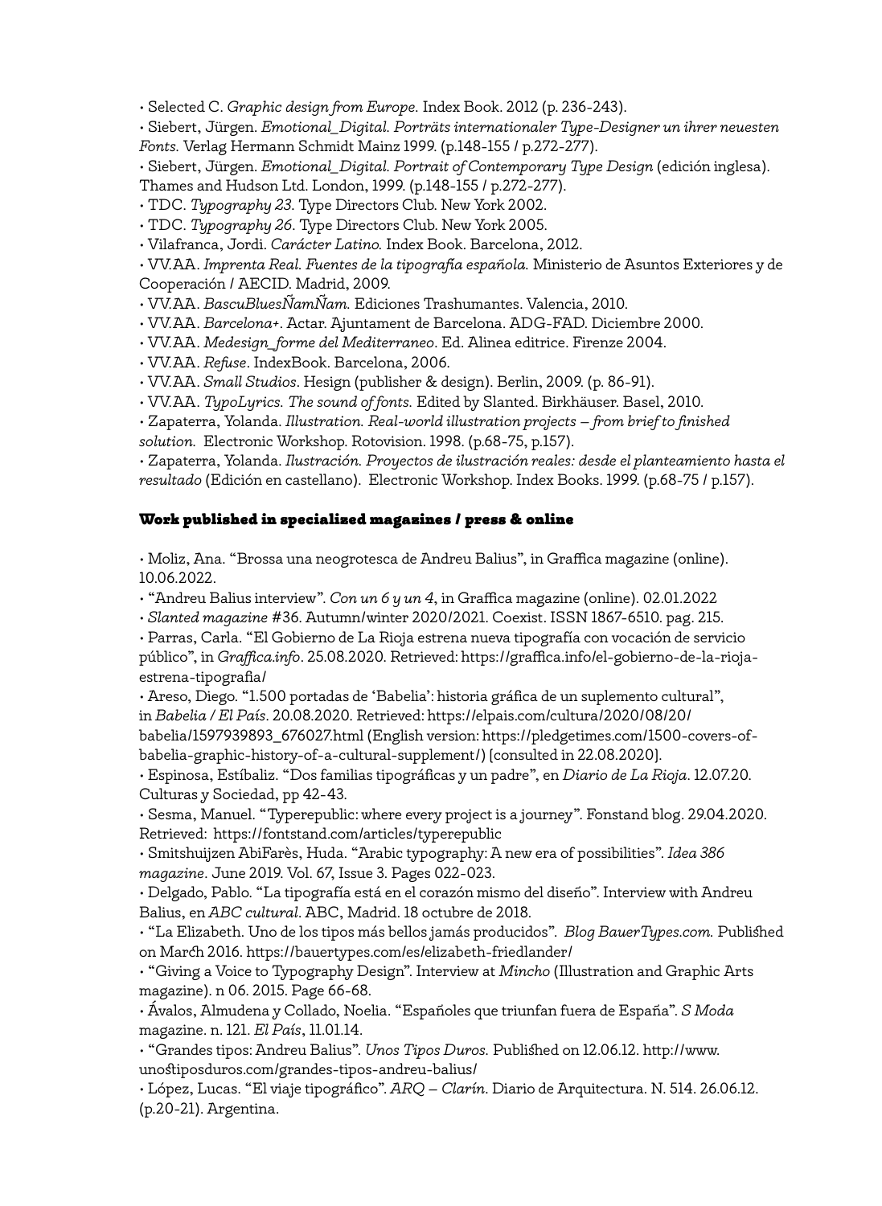• Selected C. *Graphic design from Europe.* Index Book. 2012 (p. 236-243).

• Siebert, Jürgen. *Emotional_Digital. Porträts internationaler Type-Designer un ihrer neuesten Fonts.* Verlag Hermann Schmidt Mainz 1999. (p.148-155 / p.272-277).

• Siebert, Jürgen. *Emotional_Digital. Portrait of Contemporary Type Design* (edición inglesa). Thames and Hudson Ltd. London, 1999. (p.148-155 / p.272-277).

• TDC. *Typography 23.* Type Directors Club. New York 2002.

• TDC. *Typography 26.* Type Directors Club. New York 2005.

• Vilafranca, Jordi. *Carácter Latino.* Index Book. Barcelona, 2012.

• VV.AA. *Imprenta Real. Fuentes de la tipografía española.* Ministerio de Asuntos Exteriores y de Cooperación / AECID. Madrid, 2009.

• VV.AA. *BascuBluesÑamÑam.* Ediciones Trashumantes. Valencia, 2010.

• VV.AA. *Barcelona+.* Actar. Ajuntament de Barcelona. ADG-FAD. Diciembre 2000.

• VV.AA. *Medesign_forme del Mediterraneo.* Ed. Alinea editrice. Firenze 2004.

• VV.AA. *Refuse.* IndexBook. Barcelona, 2006.

• VV.AA. *Small Studios.* Hesign (publisher & design). Berlin, 2009. (p. 86-91).

• VV.AA. *TypoLyrics. The sound of fonts.* Edited by Slanted. Birkhäuser. Basel, 2010.

• Zapaterra, Yolanda. *Illustration. Real-world illustration projects – from brief to finished solution.* Electronic Workshop. Rotovision. 1998. (p.68-75, p.157).

• Zapaterra, Yolanda. *Ilustración. Proyectos de ilustración reales: desde el planteamiento hasta el resultado* (Edición en castellano). Electronic Workshop. Index Books. 1999. (p.68-75 / p.157).

## Work published in specialized magazines / press & online

• Moliz, Ana. "Brossa una neogrotesca de Andreu Balius", in Graffica magazine (online). 10.06.2022.

• "Andreu Balius interview". *Con un 6 y un 4*, in Graffica magazine (online). 02.01.2022

• *Slanted magazine* #36. Autumn/winter 2020/2021. Coexist. ISSN 1867-6510. pag. 215.

• Parras, Carla. "El Gobierno de La Rioja estrena nueva tipografía con vocación de servicio público", in *Graffica.info*. 25.08.2020. Retrieved: https://graffica.info/el-gobierno-de-la-rioja-estrena-tipografia/

• Areso, Diego. "1.500 portadas de 'Babelia': historia gráfica de un suplemento cultural", in *Babelia / El País*. 20.08.2020. Retrieved: https://elpais.com/cultura/2020/08/20/babelia/1597939893_676027.html (English version: https://pledgetimes.com/1500-covers-of-babelia-graphic-history-of-a-cultural-supplement/) [consulted in 22.08.2020].

• Espinosa, Estíbaliz. "Dos familias tipográficas y un padre", en *Diario de La Rioja*. 12.07.20. Culturas y Sociedad, pp 42-43.

• Sesma, Manuel. "Typerepublic: where every project is a journey". Fonstand blog. 29.04.2020. Retrieved: https://fontstand.com/articles/typerepublic

• Smitshuijzen AbiFarès, Huda. "Arabic typography: A new era of possibilities". *Idea 386 magazine*. June 2019. Vol. 67, Issue 3. Pages 022-023.

• Delgado, Pablo. "La tipografía está en el corazón mismo del diseño". Interview with Andreu Balius, en *ABC cultural*. ABC, Madrid. 18 octubre de 2018.

• "La Elizabeth. Uno de los tipos más bellos jamás producidos". *Blog BauerTypes.com.* Published on March 2016. https://bauertypes.com/es/elizabeth-friedlander/

• "Giving a Voice to Typography Design". Interview at *Mincho* (Illustration and Graphic Arts magazine). n 06. 2015. Page 66-68.

• Ávalos, Almudena y Collado, Noelia. "Españoles que triunfan fuera de España". *S Moda* magazine. n. 121. *El País*, 11.01.14.

• "Grandes tipos: Andreu Balius". *Unos Tipos Duros.* Published on 12.06.12. http://www.unostiposduros.com/grandes-tipos-andreu-balius/

• López, Lucas. "El viaje tipográfico". *ARQ – Clarín*. Diario de Arquitectura. N. 514. 26.06.12. (p.20-21). Argentina.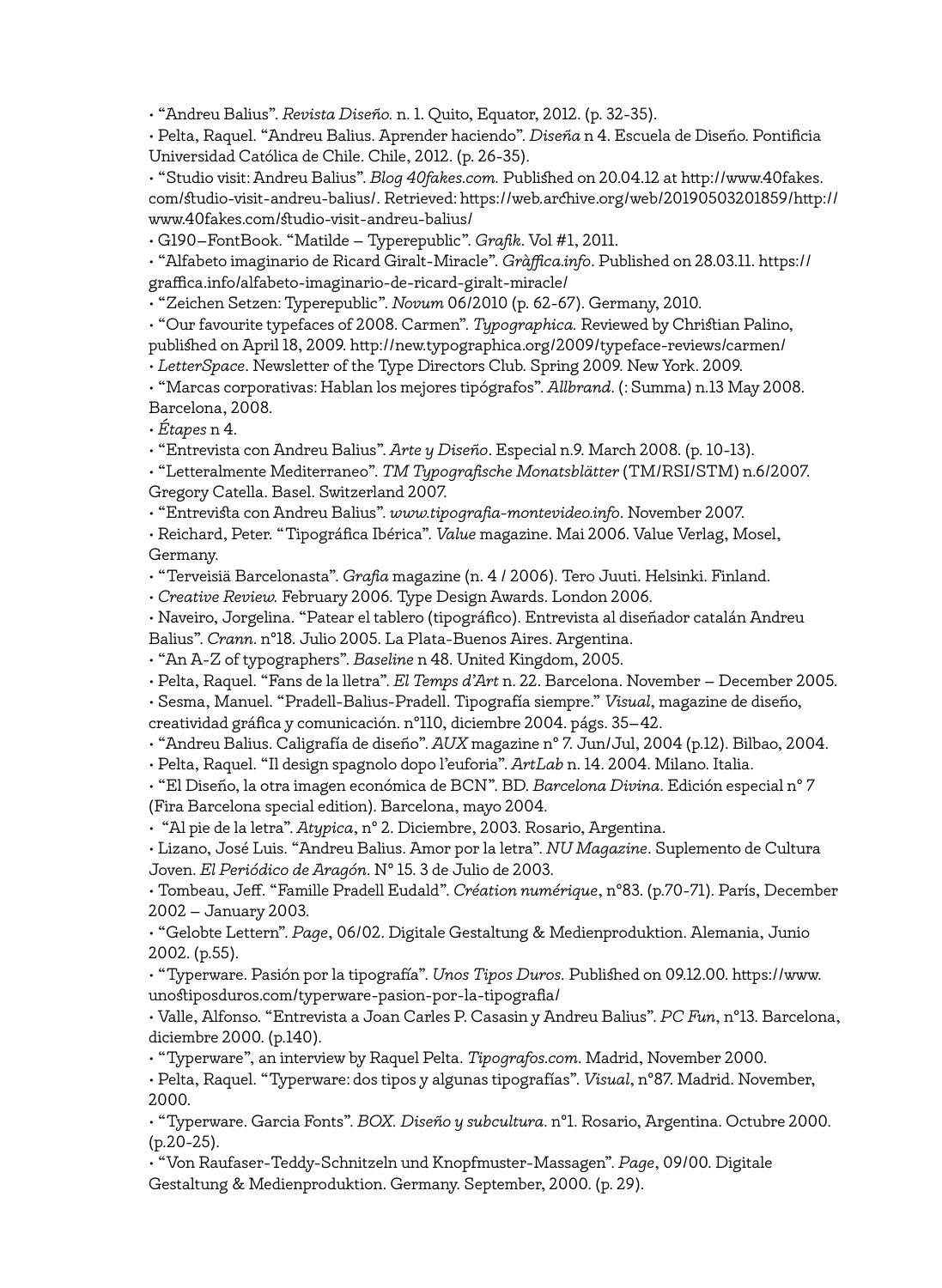- “Andreu Balius”. *Revista Diseño.* n. 1. Quito, Equator, 2012. (p. 32-35).
- Pelta, Raquel. “Andreu Balius. Aprender haciendo”. *Diseña* n 4. Escuela de Diseño. Pontificia Universidad Católica de Chile. Chile, 2012. (p. 26-35).
- “Studio visit: Andreu Balius”. *Blog 40fakes.com.* Published on 20.04.12 at http://www.40fakes.com/studio-visit-andreu-balius/. Retrieved: https://web.archive.org/web/20190503201859/http://www.40fakes.com/studio-visit-andreu-balius/
- G190–FontBook. “Matilde – Typerepublic”. *Grafik*. Vol #1, 2011.
- “Alfabeto imaginario de Ricard Giralt-Miracle”. *Gràffica.info*. Published on 28.03.11. https://graffica.info/alfabeto-imaginario-de-ricard-giralt-miracle/
- “Zeichen Setzen: Typerepublic”. *Novum* 06/2010 (p. 62-67). Germany, 2010.
- “Our favourite typefaces of 2008. Carmen”. *Typographica.* Reviewed by Christian Palino, published on April 18, 2009. http://new.typographica.org/2009/typeface-reviews/carmen/
- *LetterSpace*. Newsletter of the Type Directors Club. Spring 2009. New York. 2009.
- “Marcas corporativas: Hablan los mejores tipógrafos”. *Allbrand*. (: Summa) n.13 May 2008. Barcelona, 2008.
- *Étapes* n 4.
- “Entrevista con Andreu Balius”. *Arte y Diseño*. Especial n.9. March 2008. (p. 10-13).
- “Letteralmente Mediterraneo”. *TM Typografische Monatsblätter* (TM/RSI/STM) n.6/2007. Gregory Catella. Basel. Switzerland 2007.
- “Entrevista con Andreu Balius”. *www.tipografia-montevideo.info*. November 2007.
- Reichard, Peter. “Tipográfica Ibérica”. *Value* magazine. Mai 2006. Value Verlag, Mosel, Germany.
- “Terveisiä Barcelonasta”. *Grafia* magazine (n. 4 / 2006). Tero Juuti. Helsinki. Finland.
- *Creative Review.* February 2006. Type Design Awards. London 2006.
- Naveiro, Jorgelina. “Patear el tablero (tipográfico). Entrevista al diseñador catalán Andreu Balius”. *Crann*. nº18. Julio 2005. La Plata-Buenos Aires. Argentina.
- “An A-Z of typographers”. *Baseline* n 48. United Kingdom, 2005.
- Pelta, Raquel. “Fans de la lletra”. *El Temps d’Art* n. 22. Barcelona. November – December 2005.
- Sesma, Manuel. “Pradell-Balius-Pradell. Tipografía siempre.” *Visual*, magazine de diseño, creatividad gráfica y comunicación. nº110, diciembre 2004. págs. 35–42.
- “Andreu Balius. Caligrafía de diseño”. *AUX* magazine nº 7. Jun/Jul, 2004 (p.12). Bilbao, 2004.
- Pelta, Raquel. “Il design spagnolo dopo l’euforia”. *ArtLab* n. 14. 2004. Milano. Italia.
- “El Diseño, la otra imagen económica de BCN”. BD. *Barcelona Divina*. Edición especial nº 7 (Fira Barcelona special edition). Barcelona, mayo 2004.
- “Al pie de la letra”. *Atypica*, nº 2. Diciembre, 2003. Rosario, Argentina.
- Lizano, José Luis. “Andreu Balius. Amor por la letra”. *NU Magazine*. Suplemento de Cultura Joven. *El Periódico de Aragón*. Nº 15. 3 de Julio de 2003.
- Tombeau, Jeff. “Famille Pradell Eudald”. *Création numérique*, nº83. (p.70-71). París, December 2002 – January 2003.
- “Gelobte Lettern”. *Page*, 06/02. Digitale Gestaltung & Medienproduktion. Alemania, Junio 2002. (p.55).
- “Typerware. Pasión por la tipografía”. *Unos Tipos Duros*. Published on 09.12.00. https://www.unostiposduros.com/typerware-pasion-por-la-tipografia/
- Valle, Alfonso. “Entrevista a Joan Carles P. Casasin y Andreu Balius”. *PC Fun*, nº13. Barcelona, diciembre 2000. (p.140).
- “Typerware”, an interview by Raquel Pelta. *Tipografos.com*. Madrid, November 2000.
- Pelta, Raquel. “Typerware: dos tipos y algunas tipografías”. *Visual*, nº87. Madrid. November, 2000.
- “Typerware. Garcia Fonts”. *BOX. Diseño y subcultura*. nº1. Rosario, Argentina. Octubre 2000. (p.20-25).
- “Von Raufaser-Teddy-Schnitzeln und Knopfmuster-Massagen”. *Page*, 09/00. Digitale Gestaltung & Medienproduktion. Germany. September, 2000. (p. 29).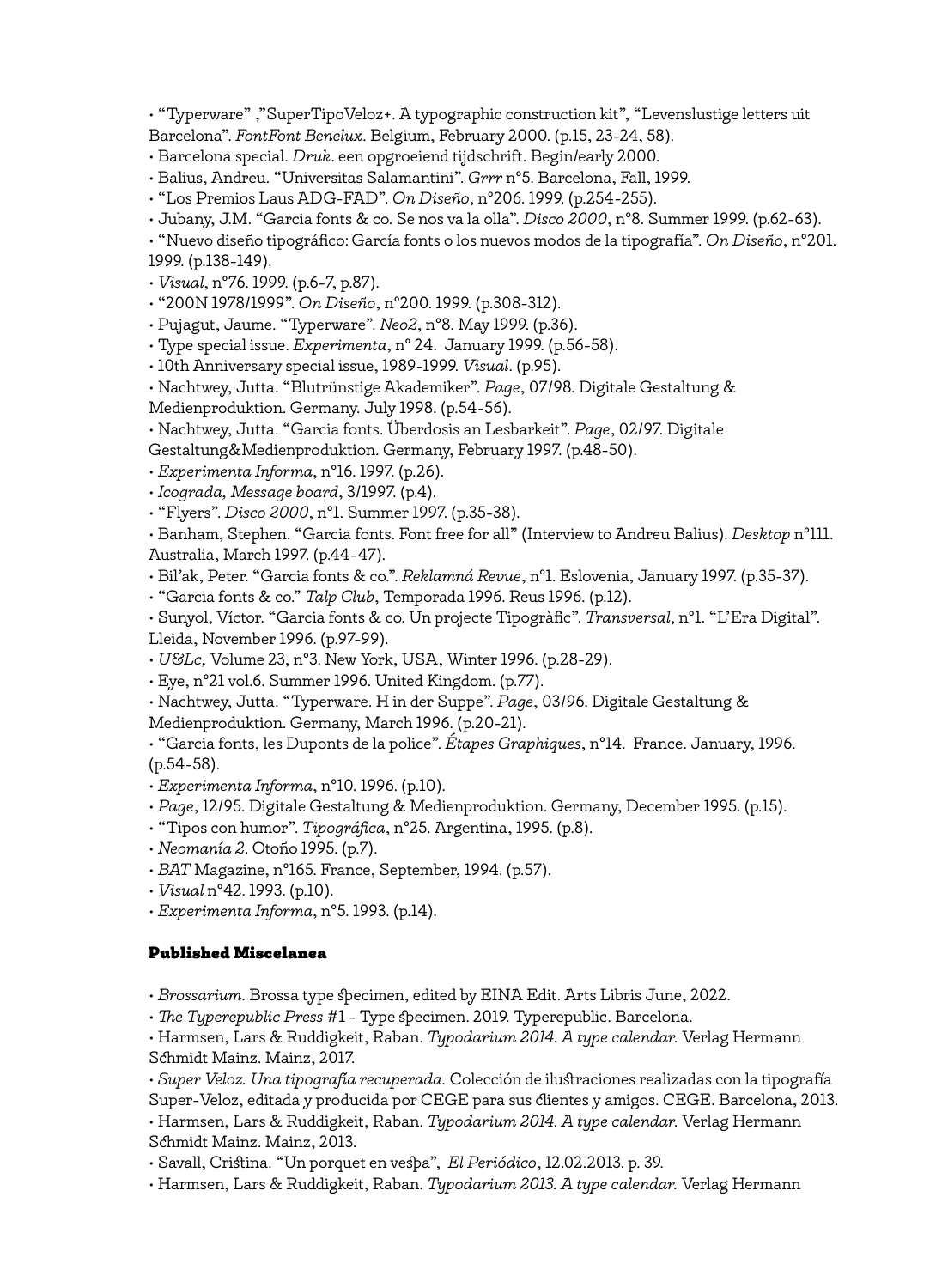• "Typerware" ,"SuperTipoVeloz+. A typographic construction kit", "Levenslustige letters uit Barcelona". *FontFont Benelux*. Belgium, February 2000. (p.15, 23-24, 58).
• Barcelona special. *Druk*. een opgroeiend tijdschrift. Begin/early 2000.
• Balius, Andreu. "Universitas Salamantini". *Grrr* n°5. Barcelona, Fall, 1999.
• "Los Premios Laus ADG-FAD". *On Diseño*, n°206. 1999. (p.254-255).
• Jubany, J.M. "Garcia fonts & co. Se nos va la olla". *Disco 2000*, n°8. Summer 1999. (p.62-63).
• "Nuevo diseño tipográfico: García fonts o los nuevos modos de la tipografía". *On Diseño*, n°201. 1999. (p.138-149).
• *Visual*, n°76. 1999. (p.6-7, p.87).
• "200N 1978/1999". *On Diseño*, n°200. 1999. (p.308-312).
• Pujagut, Jaume. "Typerware". *Neo2*, n°8. May 1999. (p.36).
• Type special issue. *Experimenta*, n° 24. January 1999. (p.56-58).
• 10th Anniversary special issue, 1989-1999. *Visual*. (p.95).
• Nachtwey, Jutta. "Blutrünstige Akademiker". *Page*, 07/98. Digitale Gestaltung & Medienproduktion. Germany. July 1998. (p.54-56).
• Nachtwey, Jutta. "Garcia fonts. Überdosis an Lesbarkeit". *Page*, 02/97. Digitale Gestaltung&Medienproduktion. Germany, February 1997. (p.48-50).
• *Experimenta Informa*, n°16. 1997. (p.26).
• *Icograda, Message board*, 3/1997. (p.4).
• "Flyers". *Disco 2000*, n°1. Summer 1997. (p.35-38).
• Banham, Stephen. "Garcia fonts. Font free for all" (Interview to Andreu Balius). *Desktop* n°111. Australia, March 1997. (p.44-47).
• Bil'ak, Peter. "Garcia fonts & co.". *Reklamná Revue*, n°1. Eslovenia, January 1997. (p.35-37).
• "Garcia fonts & co." *Talp Club*, Temporada 1996. Reus 1996. (p.12).
• Sunyol, Víctor. "Garcia fonts & co. Un projecte Tipogràfic". *Transversal*, n°1. "L'Era Digital". Lleida, November 1996. (p.97-99).
• *U&Lc*, Volume 23, n°3. New York, USA, Winter 1996. (p.28-29).
• Eye, n°21 vol.6. Summer 1996. United Kingdom. (p.77).
• Nachtwey, Jutta. "Typerware. H in der Suppe". *Page*, 03/96. Digitale Gestaltung & Medienproduktion. Germany, March 1996. (p.20-21).
• "Garcia fonts, les Duponts de la police". *Étapes Graphiques*, n°14. France. January, 1996. (p.54-58).
• *Experimenta Informa*, n°10. 1996. (p.10).
• *Page*, 12/95. Digitale Gestaltung & Medienproduktion. Germany, December 1995. (p.15).
• "Tipos con humor". *Tipográfica*, n°25. Argentina, 1995. (p.8).
• *Neomanía 2*. Otoño 1995. (p.7).
• *BAT* Magazine, n°165. France, September, 1994. (p.57).
• *Visual* n°42. 1993. (p.10).
• *Experimenta Informa*, n°5. 1993. (p.14).

### Published Miscelanea

• *Brossarium*. Brossa type specimen, edited by EINA Edit. Arts Libris June, 2022.
• *The Typerepublic Press* #1 - Type specimen. 2019. Typerepublic. Barcelona.
• Harmsen, Lars & Ruddigkeit, Raban. *Typodarium 2014. A type calendar.* Verlag Hermann Schmidt Mainz. Mainz, 2017.
• *Super Veloz. Una tipografía recuperada.* Colección de ilustraciones realizadas con la tipografía Super-Veloz, editada y producida por CEGE para sus clientes y amigos. CEGE. Barcelona, 2013.
• Harmsen, Lars & Ruddigkeit, Raban. *Typodarium 2014. A type calendar.* Verlag Hermann Schmidt Mainz. Mainz, 2013.
• Savall, Cristina. "Un porquet en vespa", *El Periódico*, 12.02.2013. p. 39.
• Harmsen, Lars & Ruddigkeit, Raban. *Typodarium 2013. A type calendar.* Verlag Hermann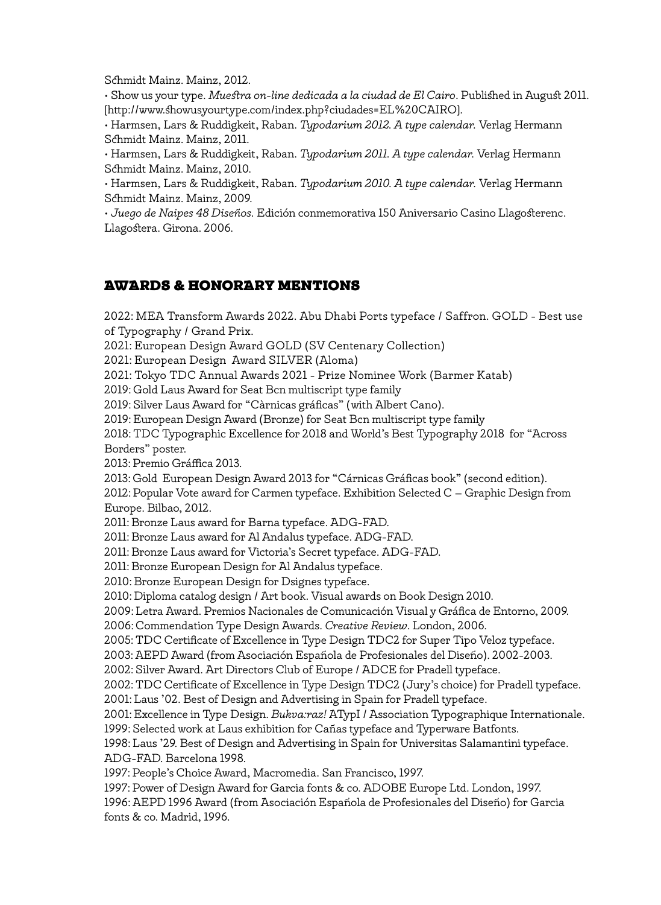Schmidt Mainz. Mainz, 2012.

• Show us your type. *Muestra on-line dedicada a la ciudad de El Cairo*. Published in August 2011. [http://www.showusyourtype.com/index.php?ciudades=EL%20CAIRO].

• Harmsen, Lars & Ruddigkeit, Raban. *Typodarium 2012. A type calendar.* Verlag Hermann Schmidt Mainz. Mainz, 2011.

• Harmsen, Lars & Ruddigkeit, Raban. *Typodarium 2011. A type calendar.* Verlag Hermann Schmidt Mainz. Mainz, 2010.

• Harmsen, Lars & Ruddigkeit, Raban. *Typodarium 2010. A type calendar.* Verlag Hermann Schmidt Mainz. Mainz, 2009.

• *Juego de Naipes 48 Diseños*. Edición conmemorativa 150 Aniversario Casino Llagosterenc. Llagostera. Girona. 2006.

## AWARDS & HONORARY MENTIONS

2022: MEA Transform Awards 2022. Abu Dhabi Ports typeface / Saffron. GOLD - Best use of Typography / Grand Prix.
2021: European Design Award GOLD (SV Centenary Collection)
2021: European Design Award SILVER (Aloma)
2021: Tokyo TDC Annual Awards 2021 - Prize Nominee Work (Barmer Katab)
2019: Gold Laus Award for Seat Bcn multiscript type family
2019: Silver Laus Award for “Càrnicas gráficas” (with Albert Cano).
2019: European Design Award (Bronze) for Seat Bcn multiscript type family
2018: TDC Typographic Excellence for 2018 and World’s Best Typography 2018 for “Across Borders” poster.
2013: Premio Gráffica 2013.
2013: Gold European Design Award 2013 for “Cárnicas Gráficas book” (second edition).
2012: Popular Vote award for Carmen typeface. Exhibition Selected C – Graphic Design from Europe. Bilbao, 2012.
2011: Bronze Laus award for Barna typeface. ADG-FAD.
2011: Bronze Laus award for Al Andalus typeface. ADG-FAD.
2011: Bronze Laus award for Victoria’s Secret typeface. ADG-FAD.
2011: Bronze European Design for Al Andalus typeface.
2010: Bronze European Design for Dsignes typeface.
2010: Diploma catalog design / Art book. Visual awards on Book Design 2010.
2009: Letra Award. Premios Nacionales de Comunicación Visual y Gráfica de Entorno, 2009.
2006: Commendation Type Design Awards. *Creative Review*. London, 2006.
2005: TDC Certificate of Excellence in Type Design TDC2 for Super Tipo Veloz typeface.
2003: AEPD Award (from Asociación Española de Profesionales del Diseño). 2002-2003.
2002: Silver Award. Art Directors Club of Europe / ADCE for Pradell typeface.
2002: TDC Certificate of Excellence in Type Design TDC2 (Jury’s choice) for Pradell typeface.
2001: Laus ’02. Best of Design and Advertising in Spain for Pradell typeface.
2001: Excellence in Type Design. *Bukva:raz!* ATypI / Association Typographique Internationale.
1999: Selected work at Laus exhibition for Cañas typeface and Typerware Batfonts.
1998: Laus ’29. Best of Design and Advertising in Spain for Universitas Salamantini typeface. ADG-FAD. Barcelona 1998.
1997: People’s Choice Award, Macromedia. San Francisco, 1997.
1997: Power of Design Award for Garcia fonts & co. ADOBE Europe Ltd. London, 1997.
1996: AEPD 1996 Award (from Asociación Española de Profesionales del Diseño) for Garcia fonts & co. Madrid, 1996.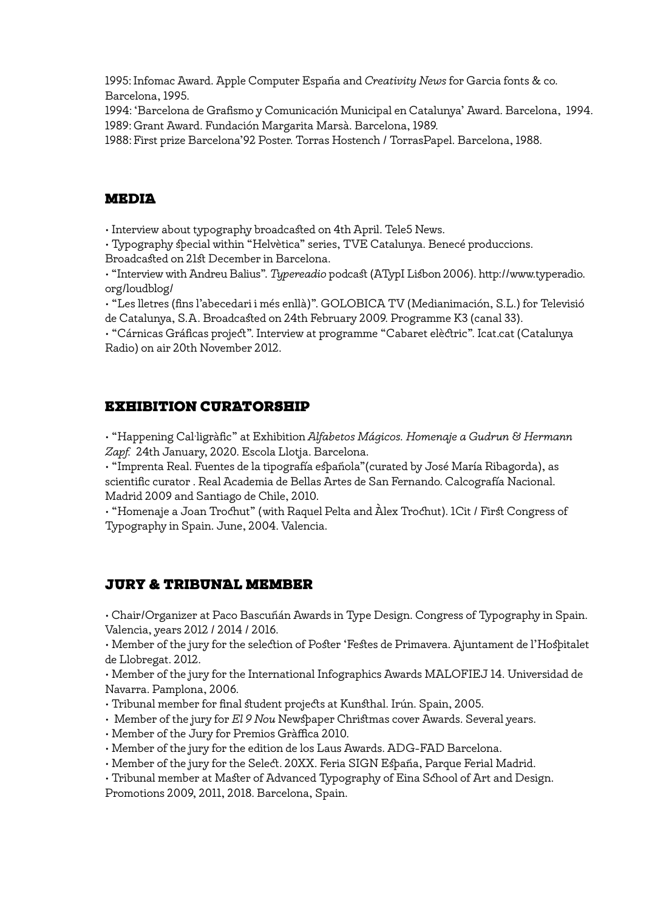1995: Infomac Award. Apple Computer España and *Creativity News* for Garcia fonts & co. Barcelona, 1995.
1994: 'Barcelona de Grafismo y Comunicación Municipal en Catalunya' Award. Barcelona, 1994.
1989: Grant Award. Fundación Margarita Marsà. Barcelona, 1989.
1988: First prize Barcelona'92 Poster. Torras Hostench / TorrasPapel. Barcelona, 1988.

## MEDIA

• Interview about typography broadcasted on 4th April. Tele5 News.
• Typography special within "Helvètica" series, TVE Catalunya. Benecé produccions. Broadcasted on 21st December in Barcelona.
• "Interview with Andreu Balius". *Typereadio* podcast (ATypI Lisbon 2006). http://www.typeradio.org/loudblog/
• "Les lletres (fins l'abecedari i més enllà)". GOLOBICA TV (Medianimación, S.L.) for Televisió de Catalunya, S.A. Broadcasted on 24th February 2009. Programme K3 (canal 33).
• "Cárnicas Gráficas project". Interview at programme "Cabaret elèctric". Icat.cat (Catalunya Radio) on air 20th November 2012.

## EXHIBITION CURATORSHIP

• "Happening Cal·ligràfic" at Exhibition *Alfabetos Mágicos. Homenaje a Gudrun & Hermann Zapf.* 24th January, 2020. Escola Llotja. Barcelona.
• "Imprenta Real. Fuentes de la tipografía española"(curated by José María Ribagorda), as scientific curator . Real Academia de Bellas Artes de San Fernando. Calcografía Nacional. Madrid 2009 and Santiago de Chile, 2010.
• "Homenaje a Joan Trochut" (with Raquel Pelta and Àlex Trochut). 1Cit / First Congress of Typography in Spain. June, 2004. Valencia.

## JURY & TRIBUNAL MEMBER

• Chair/Organizer at Paco Bascuñán Awards in Type Design. Congress of Typography in Spain. Valencia, years 2012 / 2014 / 2016.
• Member of the jury for the selection of Poster 'Festes de Primavera. Ajuntament de l'Hospitalet de Llobregat. 2012.
• Member of the jury for the International Infographics Awards MALOFIEJ 14. Universidad de Navarra. Pamplona, 2006.
• Tribunal member for final student projects at Kunsthal. Irún. Spain, 2005.
• Member of the jury for *El 9 Nou* Newspaper Christmas cover Awards. Several years.
• Member of the Jury for Premios Gràffica 2010.
• Member of the jury for the edition de los Laus Awards. ADG-FAD Barcelona.
• Member of the jury for the Select. 20XX. Feria SIGN España, Parque Ferial Madrid.
• Tribunal member at Master of Advanced Typography of Eina School of Art and Design. Promotions 2009, 2011, 2018. Barcelona, Spain.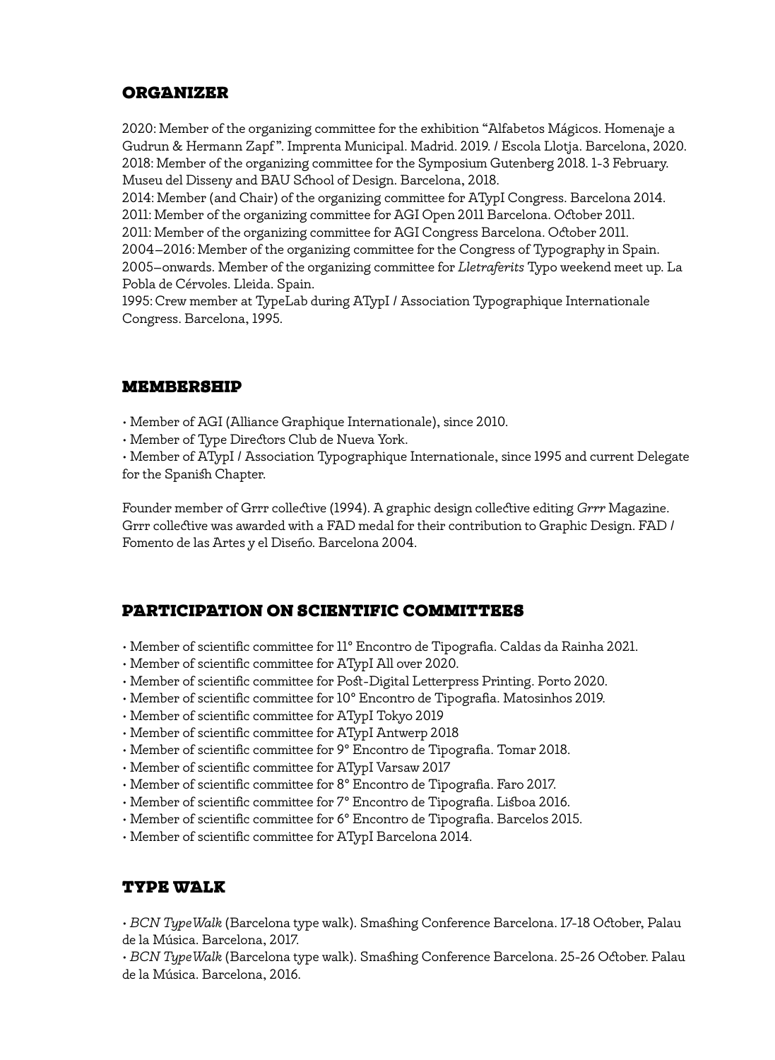## ORGANIZER

2020: Member of the organizing committee for the exhibition "Alfabetos Mágicos. Homenaje a Gudrun & Hermann Zapf". Imprenta Municipal. Madrid. 2019. / Escola Llotja. Barcelona, 2020.
2018: Member of the organizing committee for the Symposium Gutenberg 2018. 1-3 February. Museu del Disseny and BAU School of Design. Barcelona, 2018.
2014: Member (and Chair) of the organizing committee for ATypI Congress. Barcelona 2014.
2011: Member of the organizing committee for AGI Open 2011 Barcelona. October 2011.
2011: Member of the organizing committee for AGI Congress Barcelona. October 2011.
2004–2016: Member of the organizing committee for the Congress of Typography in Spain.
2005–onwards. Member of the organizing committee for *Lletraferits* Typo weekend meet up. La Pobla de Cérvoles. Lleida. Spain.
1995: Crew member at TypeLab during ATypI / Association Typographique Internationale Congress. Barcelona, 1995.

## MEMBERSHIP

- Member of AGI (Alliance Graphique Internationale), since 2010.
- Member of Type Directors Club de Nueva York.
- Member of ATypI / Association Typographique Internationale, since 1995 and current Delegate for the Spanish Chapter.

Founder member of Grrr collective (1994). A graphic design collective editing *Grrr* Magazine. Grrr collective was awarded with a FAD medal for their contribution to Graphic Design. FAD / Fomento de las Artes y el Diseño. Barcelona 2004.

## PARTICIPATION ON SCIENTIFIC COMMITTEES

- Member of scientific committee for 11º Encontro de Tipografia. Caldas da Rainha 2021.
- Member of scientific committee for ATypI All over 2020.
- Member of scientific committee for Post-Digital Letterpress Printing. Porto 2020.
- Member of scientific committee for 10º Encontro de Tipografia. Matosinhos 2019.
- Member of scientific committee for ATypI Tokyo 2019
- Member of scientific committee for ATypI Antwerp 2018
- Member of scientific committee for 9º Encontro de Tipografia. Tomar 2018.
- Member of scientific committee for ATypI Varsaw 2017
- Member of scientific committee for 8º Encontro de Tipografia. Faro 2017.
- Member of scientific committee for 7º Encontro de Tipografia. Lisboa 2016.
- Member of scientific committee for 6º Encontro de Tipografia. Barcelos 2015.
- Member of scientific committee for ATypI Barcelona 2014.

## TYPE WALK

- *BCN TypeWalk* (Barcelona type walk). Smashing Conference Barcelona. 17-18 October, Palau de la Música. Barcelona, 2017.
- *BCN TypeWalk* (Barcelona type walk). Smashing Conference Barcelona. 25-26 October. Palau de la Música. Barcelona, 2016.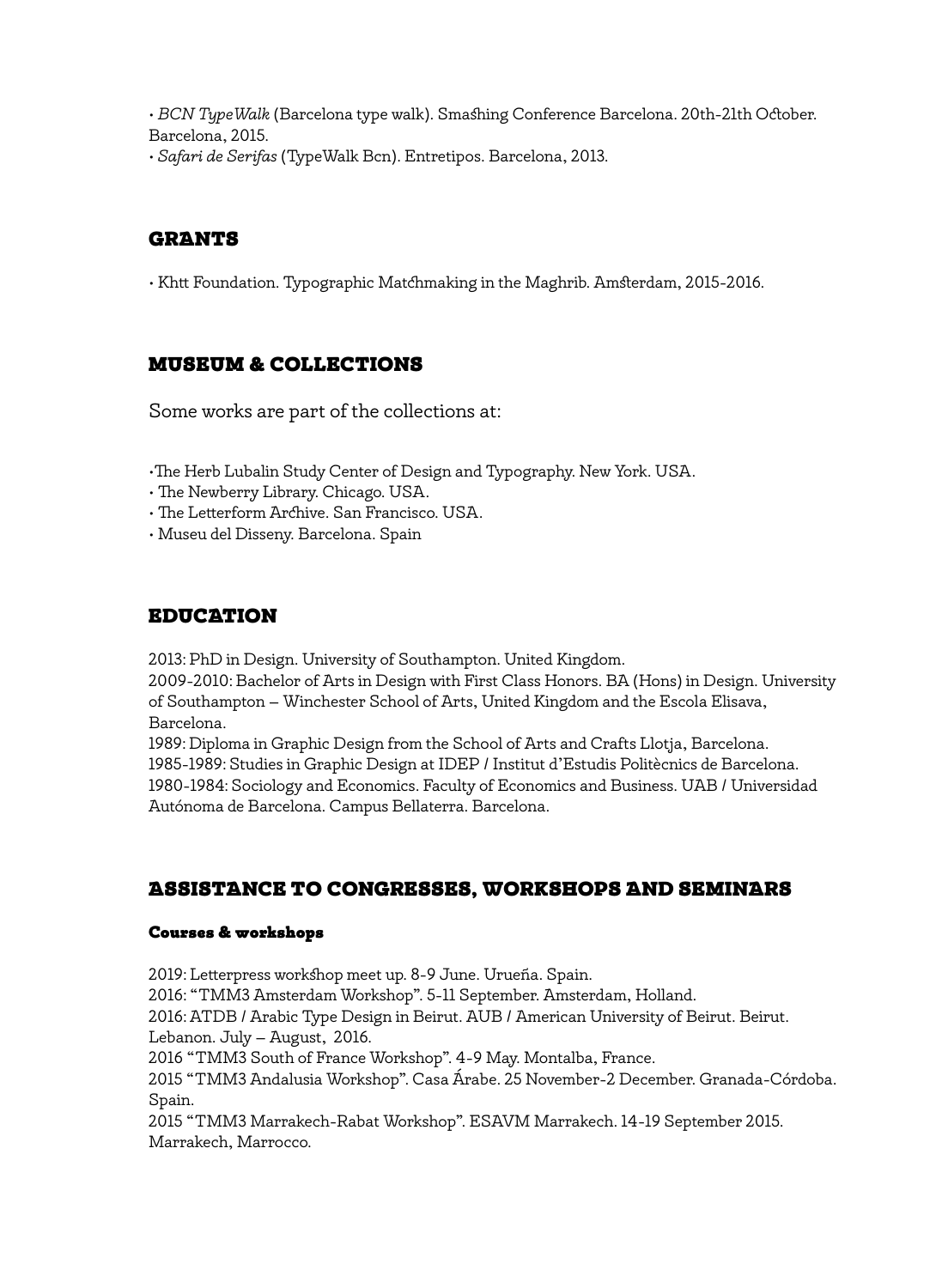• *BCN TypeWalk* (Barcelona type walk). Smashing Conference Barcelona. 20th-21th October. Barcelona, 2015.
• *Safari de Serifas* (TypeWalk Bcn). Entretipos. Barcelona, 2013.

## GRANTS

• Khtt Foundation. Typographic Matchmaking in the Maghrib. Amsterdam, 2015-2016.

## MUSEUM & COLLECTIONS

Some works are part of the collections at:

•The Herb Lubalin Study Center of Design and Typography. New York. USA.
• The Newberry Library. Chicago. USA.
• The Letterform Archive. San Francisco. USA.
• Museu del Disseny. Barcelona. Spain

## EDUCATION

2013: PhD in Design. University of Southampton. United Kingdom.
2009-2010: Bachelor of Arts in Design with First Class Honors. BA (Hons) in Design. University of Southampton – Winchester School of Arts, United Kingdom and the Escola Elisava, Barcelona.
1989: Diploma in Graphic Design from the School of Arts and Crafts Llotja, Barcelona.
1985-1989: Studies in Graphic Design at IDEP / Institut d'Estudis Politècnics de Barcelona.
1980-1984: Sociology and Economics. Faculty of Economics and Business. UAB / Universidad Autónoma de Barcelona. Campus Bellaterra. Barcelona.

## ASSISTANCE TO CONGRESSES, WORKSHOPS AND SEMINARS

### Courses & workshops

2019: Letterpress workshop meet up. 8-9 June. Urueña. Spain.
2016: "TMM3 Amsterdam Workshop". 5-11 September. Amsterdam, Holland.
2016: ATDB / Arabic Type Design in Beirut. AUB / American University of Beirut. Beirut. Lebanon. July – August, 2016.
2016 "TMM3 South of France Workshop". 4-9 May. Montalba, France.
2015 "TMM3 Andalusia Workshop". Casa Árabe. 25 November-2 December. Granada-Córdoba. Spain.
2015 "TMM3 Marrakech-Rabat Workshop". ESAVM Marrakech. 14-19 September 2015. Marrakech, Marrocco.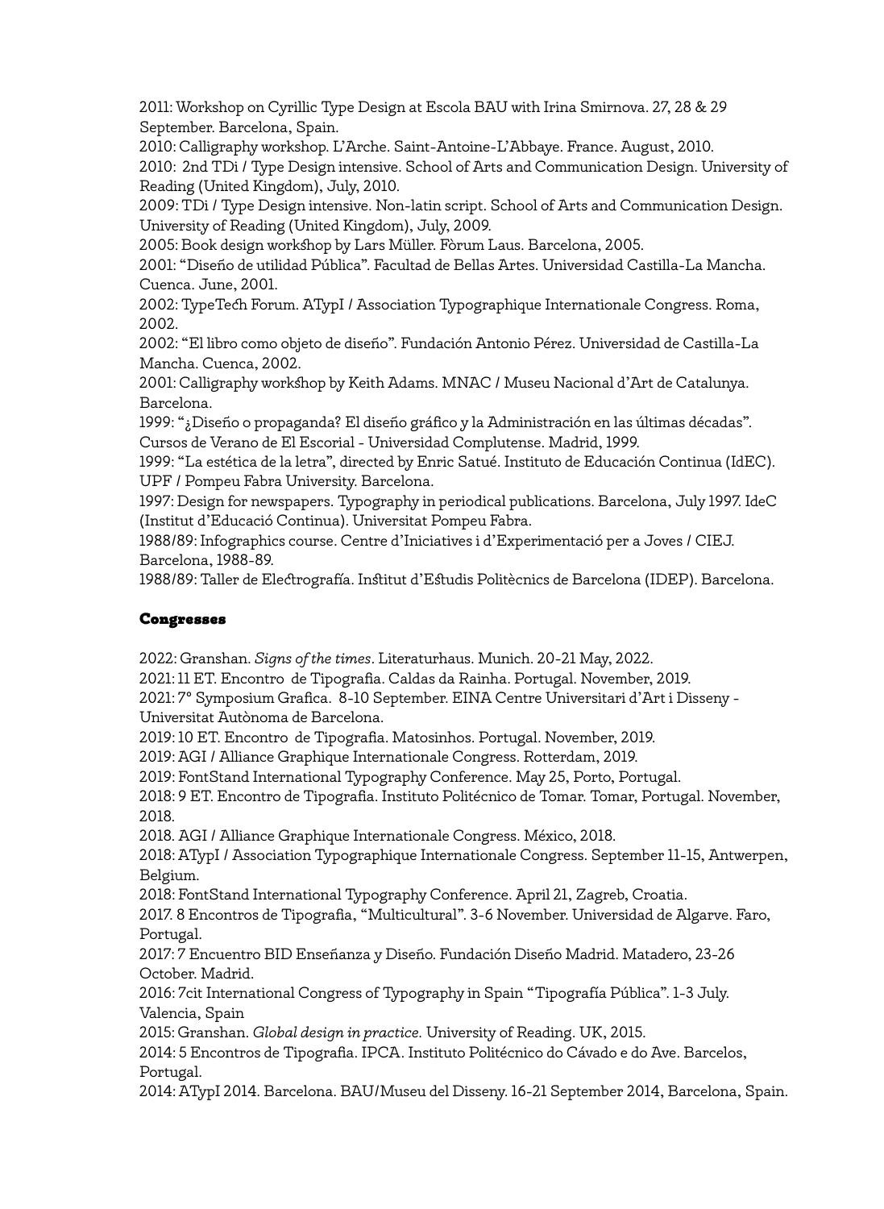2011: Workshop on Cyrillic Type Design at Escola BAU with Irina Smirnova. 27, 28 & 29 September. Barcelona, Spain.

2010: Calligraphy workshop. L'Arche. Saint-Antoine-L'Abbaye. France. August, 2010.

2010: 2nd TDi / Type Design intensive. School of Arts and Communication Design. University of Reading (United Kingdom), July, 2010.

2009: TDi / Type Design intensive. Non-latin script. School of Arts and Communication Design. University of Reading (United Kingdom), July, 2009.

2005: Book design workshop by Lars Müller. Fòrum Laus. Barcelona, 2005.

2001: "Diseño de utilidad Pública". Facultad de Bellas Artes. Universidad Castilla-La Mancha. Cuenca. June, 2001.

2002: TypeTech Forum. ATypI / Association Typographique Internationale Congress. Roma, 2002.

2002: "El libro como objeto de diseño". Fundación Antonio Pérez. Universidad de Castilla-La Mancha. Cuenca, 2002.

2001: Calligraphy workshop by Keith Adams. MNAC / Museu Nacional d'Art de Catalunya. Barcelona.

1999: "¿Diseño o propaganda? El diseño gráfico y la Administración en las últimas décadas". Cursos de Verano de El Escorial - Universidad Complutense. Madrid, 1999.

1999: "La estética de la letra", directed by Enric Satué. Instituto de Educación Continua (IdEC). UPF / Pompeu Fabra University. Barcelona.

1997: Design for newspapers. Typography in periodical publications. Barcelona, July 1997. IdeC (Institut d'Educació Continua). Universitat Pompeu Fabra.

1988/89: Infographics course. Centre d'Iniciatives i d'Experimentació per a Joves / CIEJ. Barcelona, 1988-89.

1988/89: Taller de Electrografía. Institut d'Estudis Politècnics de Barcelona (IDEP). Barcelona.

### Congresses

2022: Granshan. *Signs of the times*. Literaturhaus. Munich. 20-21 May, 2022.

2021: 11 ET. Encontro de Tipografia. Caldas da Rainha. Portugal. November, 2019.

2021: 7º Symposium Grafica. 8-10 September. EINA Centre Universitari d'Art i Disseny - Universitat Autònoma de Barcelona.

2019: 10 ET. Encontro de Tipografia. Matosinhos. Portugal. November, 2019.

2019: AGI / Alliance Graphique Internationale Congress. Rotterdam, 2019.

2019: FontStand International Typography Conference. May 25, Porto, Portugal.

2018: 9 ET. Encontro de Tipografia. Instituto Politécnico de Tomar. Tomar, Portugal. November, 2018.

2018. AGI / Alliance Graphique Internationale Congress. México, 2018.

2018: ATypI / Association Typographique Internationale Congress. September 11-15, Antwerpen, Belgium.

2018: FontStand International Typography Conference. April 21, Zagreb, Croatia.

2017. 8 Encontros de Tipografia, "Multicultural". 3-6 November. Universidad de Algarve. Faro, Portugal.

2017: 7 Encuentro BID Enseñanza y Diseño. Fundación Diseño Madrid. Matadero, 23-26 October. Madrid.

2016: 7cit International Congress of Typography in Spain "Tipografía Pública". 1-3 July. Valencia, Spain

2015: Granshan. *Global design in practice.* University of Reading. UK, 2015.

2014: 5 Encontros de Tipografia. IPCA. Instituto Politécnico do Cávado e do Ave. Barcelos, Portugal.

2014: ATypI 2014. Barcelona. BAU/Museu del Disseny. 16-21 September 2014, Barcelona, Spain.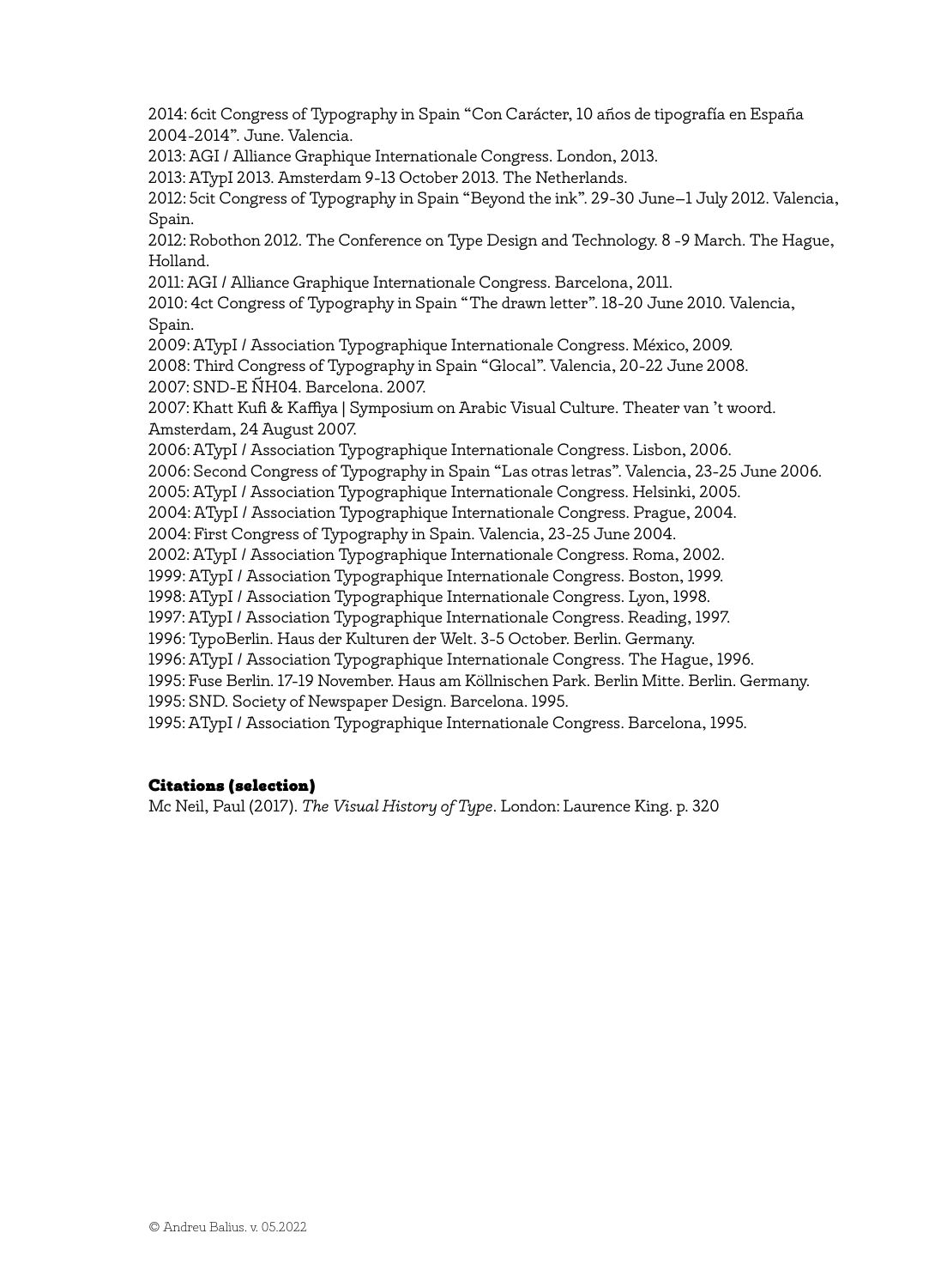2014: 6cit Congress of Typography in Spain "Con Carácter, 10 años de tipografía en España 2004-2014". June. Valencia.
2013: AGI / Alliance Graphique Internationale Congress. London, 2013.
2013: ATypI 2013. Amsterdam 9-13 October 2013. The Netherlands.
2012: 5cit Congress of Typography in Spain "Beyond the ink". 29-30 June–1 July 2012. Valencia, Spain.
2012: Robothon 2012. The Conference on Type Design and Technology. 8 -9 March. The Hague, Holland.
2011: AGI / Alliance Graphique Internationale Congress. Barcelona, 2011.
2010: 4ct Congress of Typography in Spain "The drawn letter". 18-20 June 2010. Valencia, Spain.
2009: ATypI / Association Typographique Internationale Congress. México, 2009.
2008: Third Congress of Typography in Spain "Glocal". Valencia, 20-22 June 2008.
2007: SND-E ÑH04. Barcelona. 2007.
2007: Khatt Kufi & Kaffiya | Symposium on Arabic Visual Culture. Theater van 't woord. Amsterdam, 24 August 2007.
2006: ATypI / Association Typographique Internationale Congress. Lisbon, 2006.
2006: Second Congress of Typography in Spain "Las otras letras". Valencia, 23-25 June 2006.
2005: ATypI / Association Typographique Internationale Congress. Helsinki, 2005.
2004: ATypI / Association Typographique Internationale Congress. Prague, 2004.
2004: First Congress of Typography in Spain. Valencia, 23-25 June 2004.
2002: ATypI / Association Typographique Internationale Congress. Roma, 2002.
1999: ATypI / Association Typographique Internationale Congress. Boston, 1999.
1998: ATypI / Association Typographique Internationale Congress. Lyon, 1998.
1997: ATypI / Association Typographique Internationale Congress. Reading, 1997.
1996: TypoBerlin. Haus der Kulturen der Welt. 3-5 October. Berlin. Germany.
1996: ATypI / Association Typographique Internationale Congress. The Hague, 1996.
1995: Fuse Berlin. 17-19 November. Haus am Köllnischen Park. Berlin Mitte. Berlin. Germany.
1995: SND. Society of Newspaper Design. Barcelona. 1995.
1995: ATypI / Association Typographique Internationale Congress. Barcelona, 1995.

**Citations (selection)**
Mc Neil, Paul (2017). *The Visual History of Type*. London: Laurence King. p. 320

© Andreu Balius. v. 05.2022